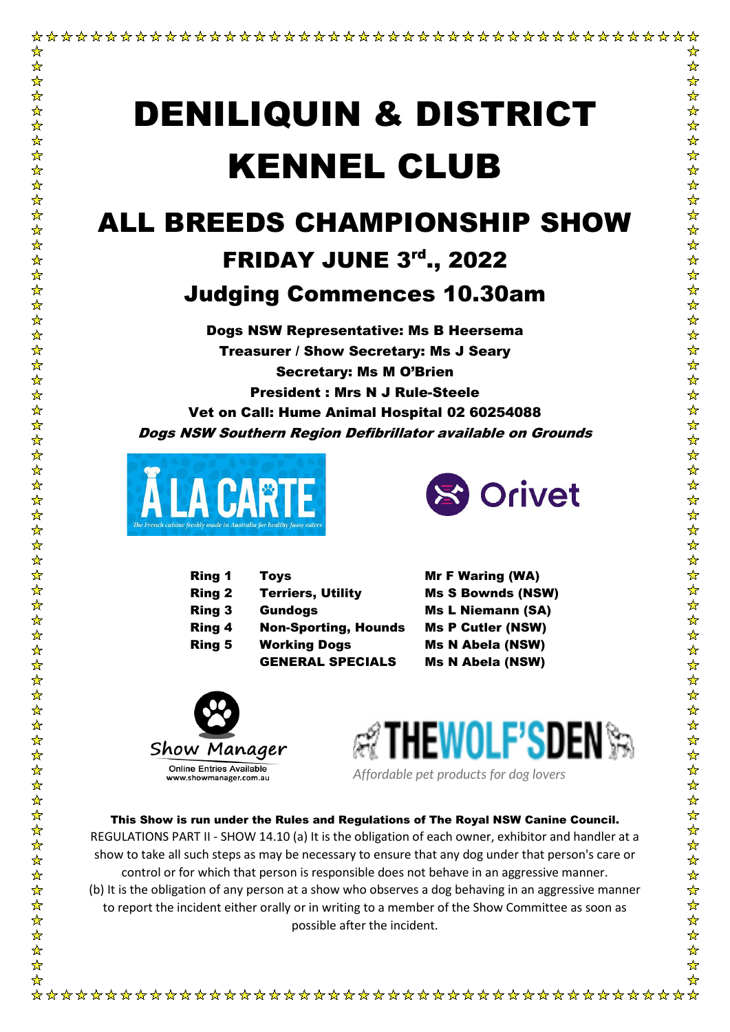# DENILIQUIN & DISTRICT KENNEL CLUB

## ALL BREEDS CHAMPIONSHIP SHOW

### FRIDAY JUNE 3rd., 2022

### Judging Commences 10.30am

**Dogs NSW Representative: Ms B Heersema**
**Treasurer / Show Secretary: Ms J Seary**
**Secretary: Ms M O'Brien**
**President : Mrs N J Rule-Steele**
**Vet on Call: Hume Animal Hospital 02 60254088**
***Dogs NSW Southern Region Defibrillator available on Grounds***

À LA CARTE
The French cuisine freshly made in Australia for healthy fussy eaters

Orivet

| | | |
|---|---|---|
| **Ring 1** | **Toys** | **Mr F Waring (WA)** |
| **Ring 2** | **Terriers, Utility** | **Ms S Bownds (NSW)** |
| **Ring 3** | **Gundogs** | **Ms L Niemann (SA)** |
| **Ring 4** | **Non-Sporting, Hounds** | **Ms P Cutler (NSW)** |
| **Ring 5** | **Working Dogs** | **Ms N Abela (NSW)** |
| | **GENERAL SPECIALS** | **Ms N Abela (NSW)** |

Show Manager
Online Entries Available
www.showmanager.com.au

THEWOLF'SDEN
Affordable pet products for dog lovers

**This Show is run under the Rules and Regulations of The Royal NSW Canine Council.**
REGULATIONS PART II - SHOW 14.10 (a) It is the obligation of each owner, exhibitor and handler at a show to take all such steps as may be necessary to ensure that any dog under that person's care or control or for which that person is responsible does not behave in an aggressive manner.
(b) It is the obligation of any person at a show who observes a dog behaving in an aggressive manner to report the incident either orally or in writing to a member of the Show Committee as soon as possible after the incident.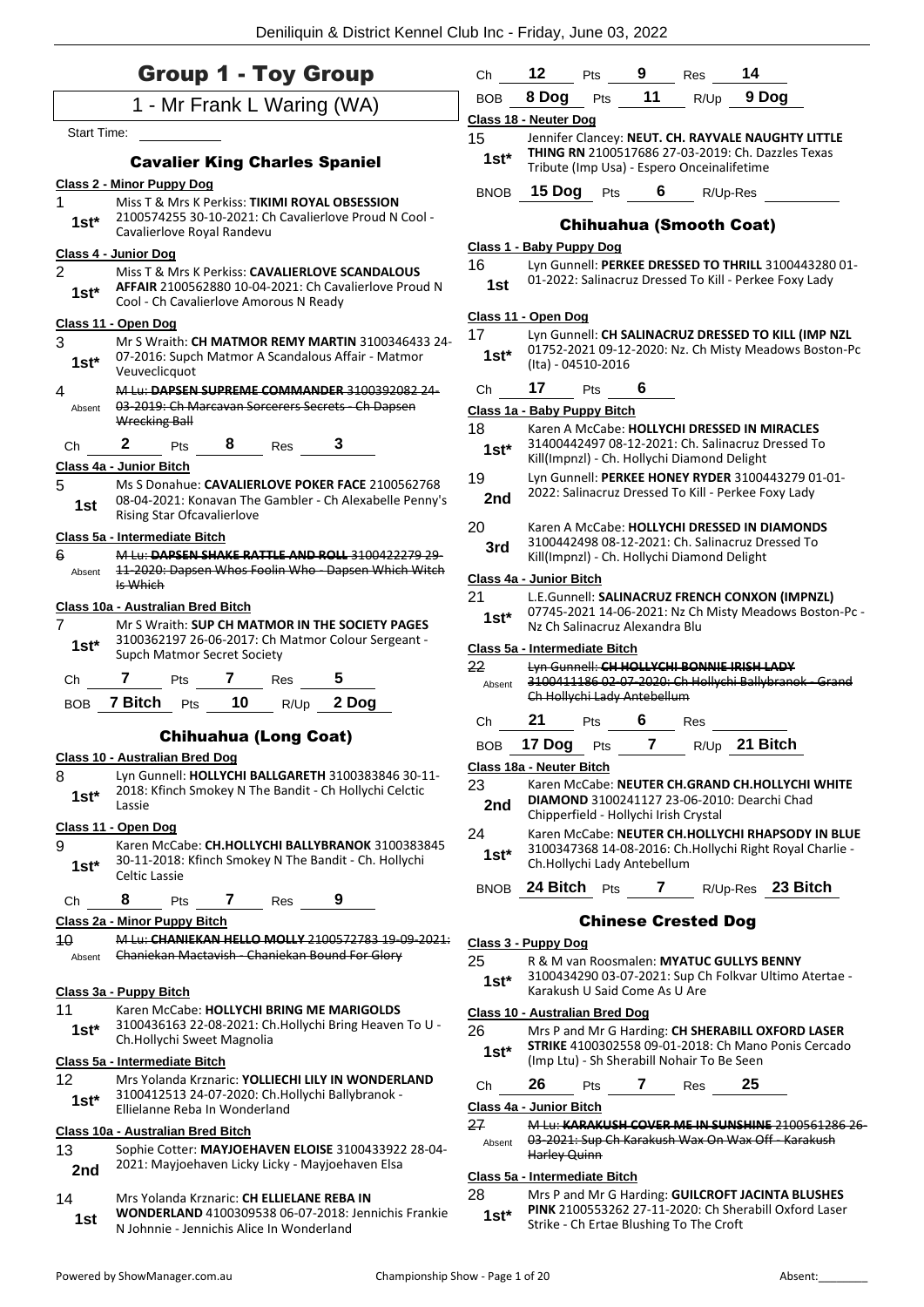# Group 1 - Toy Group

## 1 - Mr Frank L Waring (WA)

Start Time:

### Cavalier King Charles Spaniel

**Class 2 - Minor Puppy Dog**

1 1st* Miss T & Mrs K Perkiss: **TIKIMI ROYAL OBSESSION** 2100574255 30-10-2021: Ch Cavalierlove Proud N Cool - Cavalierlove Royal Randevu

**Class 4 - Junior Dog**

2 1st* Miss T & Mrs K Perkiss: **CAVALIERLOVE SCANDALOUS AFFAIR** 2100562880 10-04-2021: Ch Cavalierlove Proud N Cool - Ch Cavalierlove Amorous N Ready

**Class 11 - Open Dog**

3 1st* Mr S Wraith: **CH MATMOR REMY MARTIN** 3100346433 24-07-2016: Supch Matmor A Scandalous Affair - Matmor Veuveclicquot

4 Absent ~~M Lu: **DAPSEN SUPREME COMMANDER** 3100392082 24-03-2019: Ch Marcavan Sorcerers Secrets - Ch Dapsen Wrecking Ball~~

Ch 2 Pts 8 Res 3

**Class 4a - Junior Bitch**

5 1st Ms S Donahue: **CAVALIERLOVE POKER FACE** 2100562768 08-04-2021: Konavan The Gambler - Ch Alexabelle Penny's Rising Star Ofcavalierlove

**Class 5a - Intermediate Bitch**

6 Absent ~~M Lu: **DAPSEN SHAKE RATTLE AND ROLL** 3100422279 29-11-2020: Dapsen Whos Foolin Who - Dapsen Which Witch Is Which~~

**Class 10a - Australian Bred Bitch**

7 1st* Mr S Wraith: **SUP CH MATMOR IN THE SOCIETY PAGES** 3100362197 26-06-2017: Ch Matmor Colour Sergeant - Supch Matmor Secret Society

Ch 7 Pts 7 Res 5

BOB 7 Bitch Pts 10 R/Up 2 Dog

### Chihuahua (Long Coat)

**Class 10 - Australian Bred Dog**

8 1st* Lyn Gunnell: **HOLLYCHI BALLGARETH** 3100383846 30-11-2018: Kfinch Smokey N The Bandit - Ch Hollychi Celctic Lassie

**Class 11 - Open Dog**

9 1st* Karen McCabe: **CH.HOLLYCHI BALLYBRANOK** 3100383845 30-11-2018: Kfinch Smokey N The Bandit - Ch. Hollychi Celtic Lassie

Ch 8 Pts 7 Res 9

**Class 2a - Minor Puppy Bitch**

10 Absent ~~M Lu: **CHANIEKAN HELLO MOLLY** 2100572783 19-09-2021: Chaniekan Mactavish - Chaniekan Bound For Glory~~

**Class 3a - Puppy Bitch**

11 1st* Karen McCabe: **HOLLYCHI BRING ME MARIGOLDS** 3100436163 22-08-2021: Ch.Hollychi Bring Heaven To U - Ch.Hollychi Sweet Magnolia

**Class 5a - Intermediate Bitch**

12 1st* Mrs Yolanda Krznaric: **YOLLIECHI LILY IN WONDERLAND** 3100412513 24-07-2020: Ch.Hollychi Ballybranok - Ellielanne Reba In Wonderland

**Class 10a - Australian Bred Bitch**

13 2nd Sophie Cotter: **MAYJOEHAVEN ELOISE** 3100433922 28-04-2021: Mayjoehaven Licky Licky - Mayjoehaven Elsa

14 1st Mrs Yolanda Krznaric: **CH ELLIELANE REBA IN WONDERLAND** 4100309538 06-07-2018: Jennichis Frankie N Johnnie - Jennichis Alice In Wonderland

Ch 12 Pts 9 Res 14

BOB 8 Dog Pts 11 R/Up 9 Dog

**Class 18 - Neuter Dog**

15 1st* Jennifer Clancey: **NEUT. CH. RAYVALE NAUGHTY LITTLE THING RN** 2100517686 27-03-2019: Ch. Dazzles Texas Tribute (Imp Usa) - Espero Onceinalifetime

BNOB 15 Dog Pts 6 R/Up-Res

### Chihuahua (Smooth Coat)

**Class 1 - Baby Puppy Dog**

16 1st Lyn Gunnell: **PERKEE DRESSED TO THRILL** 3100443280 01-01-2022: Salinacruz Dressed To Kill - Perkee Foxy Lady

**Class 11 - Open Dog**

17 1st* Lyn Gunnell: **CH SALINACRUZ DRESSED TO KILL (IMP NZL** 01752-2021 09-12-2020: Nz. Ch Misty Meadows Boston-Pc (Ita) - 04510-2016

Ch 17 Pts 6

**Class 1a - Baby Puppy Bitch**

18 1st* Karen A McCabe: **HOLLYCHI DRESSED IN MIRACLES** 31400442497 08-12-2021: Ch. Salinacruz Dressed To Kill(Impnzl) - Ch. Hollychi Diamond Delight

19 2nd Lyn Gunnell: **PERKEE HONEY RYDER** 3100443279 01-01-2022: Salinacruz Dressed To Kill - Perkee Foxy Lady

20 3rd Karen A McCabe: **HOLLYCHI DRESSED IN DIAMONDS** 3100442498 08-12-2021: Ch. Salinacruz Dressed To Kill(Impnzl) - Ch. Hollychi Diamond Delight

**Class 4a - Junior Bitch**

21 1st* L.E.Gunnell: **SALINACRUZ FRENCH CONXON (IMPNZL)** 07745-2021 14-06-2021: Nz Ch Misty Meadows Boston-Pc - Nz Ch Salinacruz Alexandra Blu

**Class 5a - Intermediate Bitch**

22 Absent ~~Lyn Gunnell: **CH HOLLYCHI BONNIE IRISH LADY** 3100411186 02-07-2020: Ch Hollychi Ballybranok - Grand Ch Hollychi Lady Antebellum~~

Ch 21 Pts 6 Res

BOB 17 Dog Pts 7 R/Up 21 Bitch

**Class 18a - Neuter Bitch**

23 2nd Karen McCabe: **NEUTER CH.GRAND CH.HOLLYCHI WHITE DIAMOND** 3100241127 23-06-2010: Dearchi Chad Chipperfield - Hollychi Irish Crystal

24 1st* Karen McCabe: **NEUTER CH.HOLLYCHI RHAPSODY IN BLUE** 3100347368 14-08-2016: Ch.Hollychi Right Royal Charlie - Ch.Hollychi Lady Antebellum

BNOB 24 Bitch Pts 7 R/Up-Res 23 Bitch

### Chinese Crested Dog

**Class 3 - Puppy Dog**

25 1st* R & M van Roosmalen: **MYATUC GULLYS BENNY** 3100434290 03-07-2021: Sup Ch Folkvar Ultimo Atertae - Karakush U Said Come As U Are

**Class 10 - Australian Bred Dog**

26 1st* Mrs P and Mr G Harding: **CH SHERABILL OXFORD LASER STRIKE** 4100302558 09-01-2018: Ch Mano Ponis Cercado (Imp Ltu) - Sh Sherabill Nohair To Be Seen

Ch 26 Pts 7 Res 25

**Class 4a - Junior Bitch**

27 Absent ~~M Lu: **KARAKUSH COVER ME IN SUNSHINE** 2100561286 26-03-2021: Sup Ch Karakush Wax On Wax Off - Karakush Harley Quinn~~

**Class 5a - Intermediate Bitch**

28 1st* Mrs P and Mr G Harding: **GUILCROFT JACINTA BLUSHES PINK** 2100553262 27-11-2020: Ch Sherabill Oxford Laser Strike - Ch Ertae Blushing To The Croft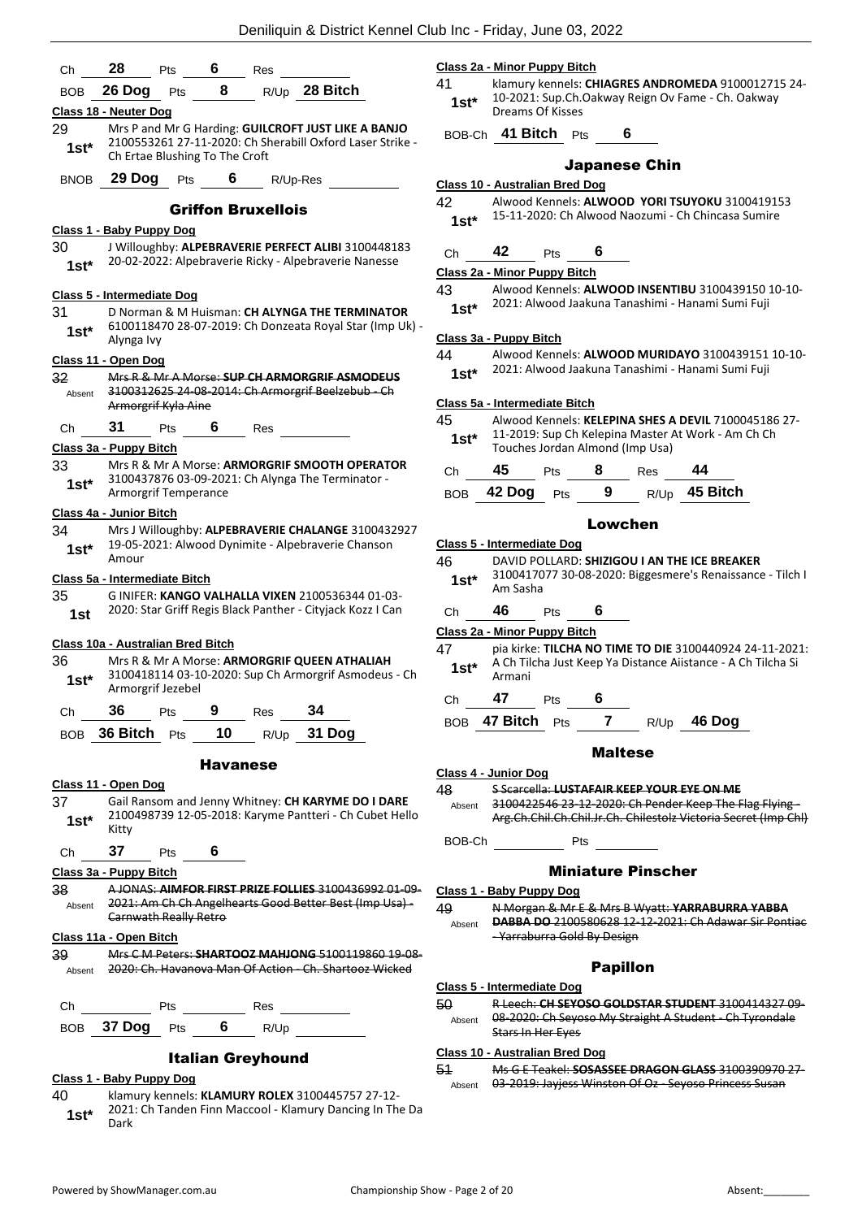| | | | | | |
|---|---|---|---|---|---|
| Ch | 28 | Pts | 6 | Res | |
| BOB | 26 Dog | Pts | 8 | R/Up | 28 Bitch |

**Class 18 - Neuter Dog**

29 1st* Mrs P and Mr G Harding: **GUILCROFT JUST LIKE A BANJO** 2100553261 27-11-2020: Ch Sherabill Oxford Laser Strike - Ch Ertae Blushing To The Croft

| | | | | | |
|---|---|---|---|---|---|
| BNOB | 29 Dog | Pts | 6 | R/Up-Res | |

## Griffon Bruxellois

**Class 1 - Baby Puppy Dog**

30 1st* J Willoughby: **ALPEBRAVERIE PERFECT ALIBI** 3100448183 20-02-2022: Alpebraverie Ricky - Alpebraverie Nanesse

**Class 5 - Intermediate Dog**

31 1st* D Norman & M Huisman: **CH ALYNGA THE TERMINATOR** 6100118470 28-07-2019: Ch Donzeata Royal Star (Imp Uk) - Alynga Ivy

**Class 11 - Open Dog**

32 Absent ~~Mrs R & Mr A Morse: **SUP CH ARMORGRIF ASMODEUS** 3100312625 24-08-2014: Ch Armorgrif Beelzebub - Ch Armorgrif Kyla Aine~~

| | | | | | |
|---|---|---|---|---|---|
| Ch | 31 | Pts | 6 | Res | |

**Class 3a - Puppy Bitch**

33 1st* Mrs R & Mr A Morse: **ARMORGRIF SMOOTH OPERATOR** 3100437876 03-09-2021: Ch Alynga The Terminator - Armorgrif Temperance

**Class 4a - Junior Bitch**

34 1st* Mrs J Willoughby: **ALPEBRAVERIE CHALANGE** 3100432927 19-05-2021: Alwood Dynimite - Alpebraverie Chanson Amour

**Class 5a - Intermediate Bitch**

35 1st G INIFER: **KANGO VALHALLA VIXEN** 2100536344 01-03-2020: Star Griff Regis Black Panther - Cityjack Kozz I Can

**Class 10a - Australian Bred Bitch**

36 1st* Mrs R & Mr A Morse: **ARMORGRIF QUEEN ATHALIAH** 3100418114 03-10-2020: Sup Ch Armorgrif Asmodeus - Ch Armorgrif Jezebel

| | | | | | |
|---|---|---|---|---|---|
| Ch | 36 | Pts | 9 | Res | 34 |
| BOB | 36 Bitch | Pts | 10 | R/Up | 31 Dog |

## Havanese

**Class 11 - Open Dog**

37 1st* Gail Ransom and Jenny Whitney: **CH KARYME DO I DARE** 2100498739 12-05-2018: Karyme Pantteri - Ch Cubet Hello Kitty

| | | | |
|---|---|---|---|
| Ch | 37 | Pts | 6 |

**Class 3a - Puppy Bitch**

38 Absent ~~A JONAS: **AIMFOR FIRST PRIZE FOLLIES** 3100436992 01-09-2021: Am Ch Ch Angelhearts Good Better Best (Imp Usa) - Carnwath Really Retro~~

**Class 11a - Open Bitch**

39 Absent ~~Mrs C M Peters: **SHARTOOZ MAHJONG** 5100119860 19-08-2020: Ch. Havanova Man Of Action - Ch. Shartooz Wicked~~

| | | | | | |
|---|---|---|---|---|---|
| Ch | | Pts | | Res | |
| BOB | 37 Dog | Pts | 6 | R/Up | |

## Italian Greyhound

**Class 1 - Baby Puppy Dog**

40 1st* klamury kennels: **KLAMURY ROLEX** 3100445757 27-12-2021: Ch Tanden Finn Maccool - Klamury Dancing In The Da Dark

**Class 2a - Minor Puppy Bitch**

41 1st* klamury kennels: **CHIAGRES ANDROMEDA** 9100012715 24-10-2021: Sup.Ch.Oakway Reign Ov Fame - Ch. Oakway Dreams Of Kisses

| | | | |
|---|---|---|---|
| BOB-Ch | 41 Bitch | Pts | 6 |

## Japanese Chin

**Class 10 - Australian Bred Dog**

42 1st* Alwood Kennels: **ALWOOD YORI TSUYOKU** 3100419153 15-11-2020: Ch Alwood Naozumi - Ch Chincasa Sumire

| | | | |
|---|---|---|---|
| Ch | 42 | Pts | 6 |

**Class 2a - Minor Puppy Bitch**

43 1st* Alwood Kennels: **ALWOOD INSENTIBU** 3100439150 10-10-2021: Alwood Jaakuna Tanashimi - Hanami Sumi Fuji

**Class 3a - Puppy Bitch**

44 1st* Alwood Kennels: **ALWOOD MURIDAYO** 3100439151 10-10-2021: Alwood Jaakuna Tanashimi - Hanami Sumi Fuji

**Class 5a - Intermediate Bitch**

45 1st* Alwood Kennels: **KELEPINA SHES A DEVIL** 7100045186 27-11-2019: Sup Ch Kelepina Master At Work - Am Ch Ch Touches Jordan Almond (Imp Usa)

| | | | | | |
|---|---|---|---|---|---|
| Ch | 45 | Pts | 8 | Res | 44 |
| BOB | 42 Dog | Pts | 9 | R/Up | 45 Bitch |

## Lowchen

**Class 5 - Intermediate Dog**

46 1st* DAVID POLLARD: **SHIZIGOU I AN THE ICE BREAKER** 3100417077 30-08-2020: Biggesmere's Renaissance - Tilch I Am Sasha

| | | | |
|---|---|---|---|
| Ch | 46 | Pts | 6 |

**Class 2a - Minor Puppy Bitch**

47 1st* pia kirke: **TILCHA NO TIME TO DIE** 3100440924 24-11-2021: A Ch Tilcha Just Keep Ya Distance Aiistance - A Ch Tilcha Si Armani

| | | | | | |
|---|---|---|---|---|---|
| Ch | 47 | Pts | 6 | | |
| BOB | 47 Bitch | Pts | 7 | R/Up | 46 Dog |

## Maltese

**Class 4 - Junior Dog**

48 Absent ~~S Scarcella: **LUSTAFAIR KEEP YOUR EYE ON ME** 3100422546 23-12-2020: Ch Pender Keep The Flag Flying - Arg.Ch.Chil.Ch.Chil.Jr.Ch. Chilestolz Victoria Secret (Imp Chl)~~

| | | | |
|---|---|---|---|
| BOB-Ch | | Pts | |

## Miniature Pinscher

**Class 1 - Baby Puppy Dog**

49 Absent ~~N Morgan & Mr E & Mrs B Wyatt: **YARRABURRA YABBA DABBA DO** 2100580628 12-12-2021: Ch Adawar Sir Pontiac - Yarraburra Gold By Design~~

## Papillon

**Class 5 - Intermediate Dog**

50 Absent ~~R Leech: **CH SEYOSO GOLDSTAR STUDENT** 3100414327 09-08-2020: Ch Seyoso My Straight A Student - Ch Tyrondale Stars In Her Eyes~~

**Class 10 - Australian Bred Dog**

51 Absent ~~Ms G E Teakel: **SOSASSEE DRAGON GLASS** 3100390970 27-03-2019: Jayjess Winston Of Oz - Seyoso Princess Susan~~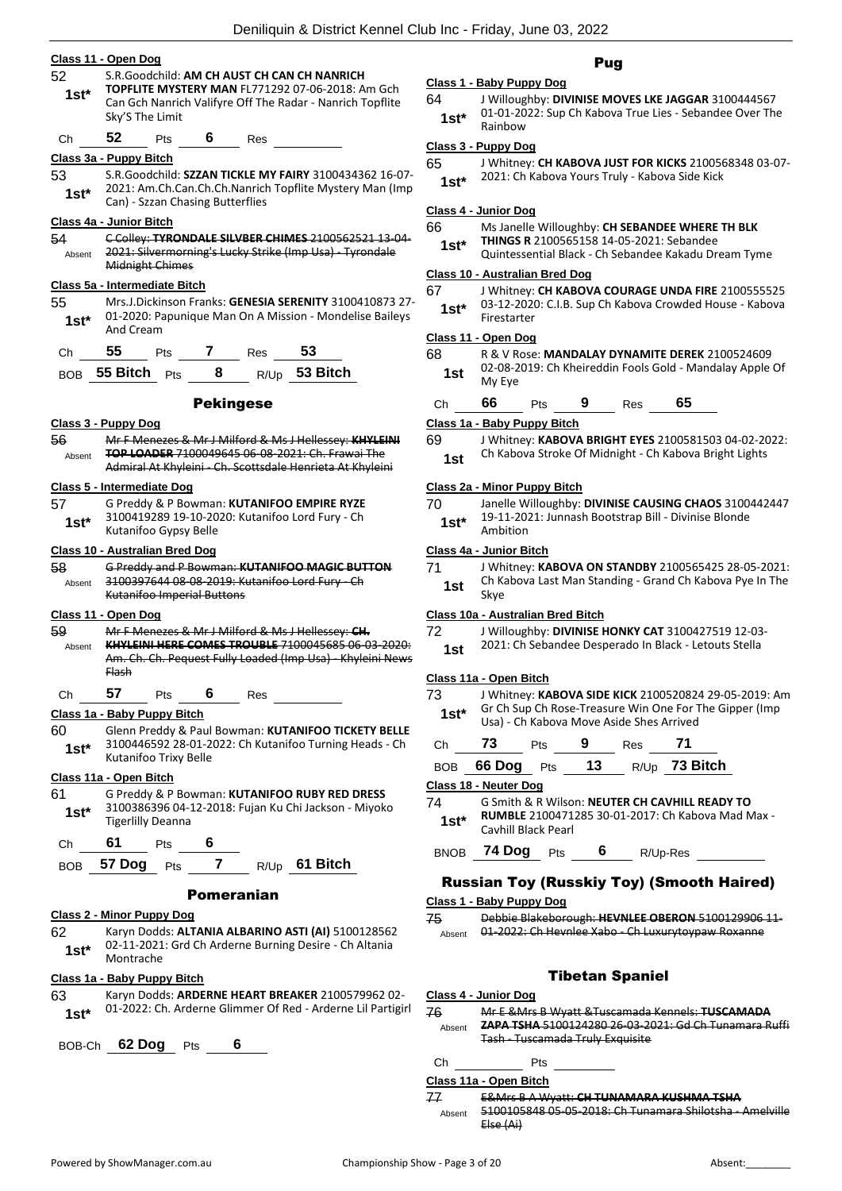**Class 11 - Open Dog**

52 1st* S.R.Goodchild: **AM CH AUST CH CAN CH NANRICH TOPFLITE MYSTERY MAN** FL771292 07-06-2018: Am Gch Can Gch Nanrich Valifyre Off The Radar - Nanrich Topflite Sky'S The Limit

Ch 52 Pts 6 Res

**Class 3a - Puppy Bitch**

53 1st* S.R.Goodchild: **SZZAN TICKLE MY FAIRY** 3100434362 16-07-2021: Am.Ch.Can.Ch.Ch.Nanrich Topflite Mystery Man (Imp Can) - Szzan Chasing Butterflies

**Class 4a - Junior Bitch**

54 Absent ~~C Colley: **TYRONDALE SILVBER CHIMES** 2100562521 13-04-2021: Silvermorning's Lucky Strike (Imp Usa) - Tyrondale Midnight Chimes~~

**Class 5a - Intermediate Bitch**

55 1st* Mrs.J.Dickinson Franks: **GENESIA SERENITY** 3100410873 27-01-2020: Papunique Man On A Mission - Mondelise Baileys And Cream

Ch 55 Pts 7 Res 53

BOB 55 Bitch Pts 8 R/Up 53 Bitch

## Pekingese

**Class 3 - Puppy Dog**

56 Absent ~~Mr F Menezes & Mr J Milford & Ms J Hellessey: **KHYLEINI TOP LOADER** 7100049645 06-08-2021: Ch. Frawai The Admiral At Khyleini - Ch. Scottsdale Henrieta At Khyleini~~

**Class 5 - Intermediate Dog**

57 1st* G Preddy & P Bowman: **KUTANIFOO EMPIRE RYZE** 3100419289 19-10-2020: Kutanifoo Lord Fury - Ch Kutanifoo Gypsy Belle

**Class 10 - Australian Bred Dog**

58 Absent ~~G Preddy and P Bowman: **KUTANIFOO MAGIC BUTTON** 3100397644 08-08-2019: Kutanifoo Lord Fury - Ch Kutanifoo Imperial Buttons~~

**Class 11 - Open Dog**

59 Absent ~~Mr F Menezes & Mr J Milford & Ms J Hellessey: **CH. KHYLEINI HERE COMES TROUBLE** 7100045685 06-03-2020: Am. Ch. Ch. Pequest Fully Loaded (Imp Usa) - Khyleini News Flash~~

Ch 57 Pts 6 Res

**Class 1a - Baby Puppy Bitch**

60 1st* Glenn Preddy & Paul Bowman: **KUTANIFOO TICKETY BELLE** 3100446592 28-01-2022: Ch Kutanifoo Turning Heads - Ch Kutanifoo Trixy Belle

**Class 11a - Open Bitch**

61 1st* G Preddy & P Bowman: **KUTANIFOO RUBY RED DRESS** 3100386396 04-12-2018: Fujan Ku Chi Jackson - Miyoko Tigerlilly Deanna

Ch 61 Pts 6

BOB 57 Dog Pts 7 R/Up 61 Bitch

## Pomeranian

**Class 2 - Minor Puppy Dog**

62 1st* Karyn Dodds: **ALTANIA ALBARINO ASTI (AI)** 5100128562 02-11-2021: Grd Ch Arderne Burning Desire - Ch Altania Montrache

**Class 1a - Baby Puppy Bitch**

63 1st* Karyn Dodds: **ARDERNE HEART BREAKER** 2100579962 02-01-2022: Ch. Arderne Glimmer Of Red - Arderne Lil Partigirl

BOB-Ch 62 Dog Pts 6

## Pug

**Class 1 - Baby Puppy Dog**

64 1st* J Willoughby: **DIVINISE MOVES LKE JAGGAR** 3100444567 01-01-2022: Sup Ch Kabova True Lies - Sebandee Over The Rainbow

**Class 3 - Puppy Dog**

65 1st* J Whitney: **CH KABOVA JUST FOR KICKS** 2100568348 03-07-2021: Ch Kabova Yours Truly - Kabova Side Kick

**Class 4 - Junior Dog**

66 1st* Ms Janelle Willoughby: **CH SEBANDEE WHERE TH BLK THINGS R** 2100565158 14-05-2021: Sebandee Quintessential Black - Ch Sebandee Kakadu Dream Tyme

**Class 10 - Australian Bred Dog**

67 1st* J Whitney: **CH KABOVA COURAGE UNDA FIRE** 2100555525 03-12-2020: C.I.B. Sup Ch Kabova Crowded House - Kabova Firestarter

**Class 11 - Open Dog**

68 1st R & V Rose: **MANDALAY DYNAMITE DEREK** 2100524609 02-08-2019: Ch Kheireddin Fools Gold - Mandalay Apple Of My Eye

Ch 66 Pts 9 Res 65

**Class 1a - Baby Puppy Bitch**

69 1st J Whitney: **KABOVA BRIGHT EYES** 2100581503 04-02-2022: Ch Kabova Stroke Of Midnight - Ch Kabova Bright Lights

**Class 2a - Minor Puppy Bitch**

70 1st* Janelle Willoughby: **DIVINISE CAUSING CHAOS** 3100442447 19-11-2021: Junnash Bootstrap Bill - Divinise Blonde Ambition

**Class 4a - Junior Bitch**

71 1st J Whitney: **KABOVA ON STANDBY** 2100565425 28-05-2021: Ch Kabova Last Man Standing - Grand Ch Kabova Pye In The Skye

**Class 10a - Australian Bred Bitch**

72 1st J Willoughby: **DIVINISE HONKY CAT** 3100427519 12-03-2021: Ch Sebandee Desperado In Black - Letouts Stella

**Class 11a - Open Bitch**

73 1st* J Whitney: **KABOVA SIDE KICK** 2100520824 29-05-2019: Am Gr Ch Sup Ch Rose-Treasure Win One For The Gipper (Imp Usa) - Ch Kabova Move Aside Shes Arrived

Ch 73 Pts 9 Res 71

BOB 66 Dog Pts 13 R/Up 73 Bitch

**Class 18 - Neuter Dog**

74 1st* G Smith & R Wilson: **NEUTER CH CAVHILL READY TO RUMBLE** 2100471285 30-01-2017: Ch Kabova Mad Max - Cavhill Black Pearl

BNOB 74 Dog Pts 6 R/Up-Res

## Russian Toy (Russkiy Toy) (Smooth Haired)

**Class 1 - Baby Puppy Dog**

75 Absent ~~Debbie Blakeborough: **HEVNLEE OBERON** 5100129906 11-01-2022: Ch Hevnlee Xabo - Ch Luxurytoypaw Roxanne~~

## Tibetan Spaniel

**Class 4 - Junior Dog**

76 Absent ~~Mr E &Mrs B Wyatt &Tuscamada Kennels: **TUSCAMADA ZAPA TSHA** 5100124280 26-03-2021: Gd Ch Tunamara Ruffi Tash - Tuscamada Truly Exquisite~~

Ch Pts

**Class 11a - Open Bitch**

77 Absent ~~E&Mrs B A Wyatt: **CH TUNAMARA KUSHMA TSHA** 5100105848 05-05-2018: Ch Tunamara Shilotsha - Amelville Else (Ai)~~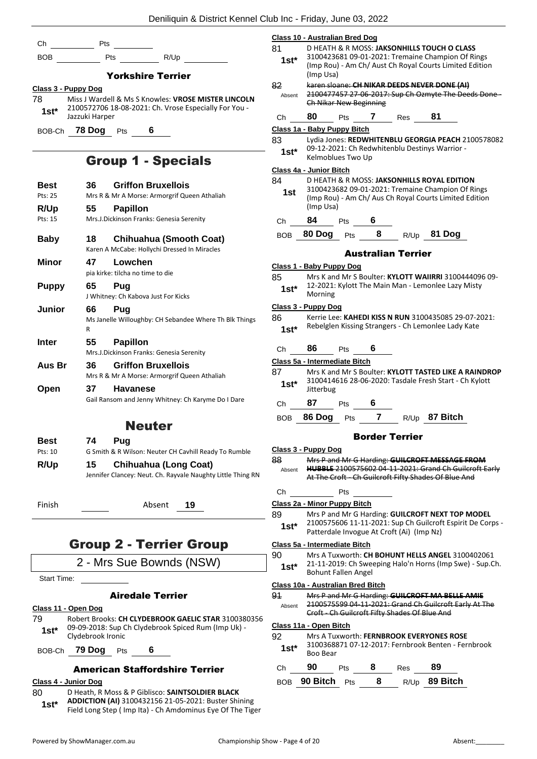Ch ______ Pts ______

BOB ______ Pts ______ R/Up ______

### Yorkshire Terrier

**Class 3 - Puppy Dog**

78 1st* Miss J Wardell & Ms S Knowles: **VROSE MISTER LINCOLN** 2100572706 18-08-2021: Ch. Vrose Especially For You - Jazzuki Harper

BOB-Ch **78 Dog** Pts **6**

## Group 1 - Specials

| | | |
|---|---|---|
| **Best** Pts: 25 | **36** | **Griffon Bruxellois** Mrs R & Mr A Morse: Armorgrif Queen Athaliah |
| **R/Up** Pts: 15 | **55** | **Papillon** Mrs.J.Dickinson Franks: Genesia Serenity |
| **Baby** | **18** | **Chihuahua (Smooth Coat)** Karen A McCabe: Hollychi Dressed In Miracles |
| **Minor** | **47** | **Lowchen** pia kirke: tilcha no time to die |
| **Puppy** | **65** | **Pug** J Whitney: Ch Kabova Just For Kicks |
| **Junior** | **66** | **Pug** Ms Janelle Willoughby: CH Sebandee Where Th Blk Things R |
| **Inter** | **55** | **Papillon** Mrs.J.Dickinson Franks: Genesia Serenity |
| **Aus Br** | **36** | **Griffon Bruxellois** Mrs R & Mr A Morse: Armorgrif Queen Athaliah |
| **Open** | **37** | **Havanese** Gail Ransom and Jenny Whitney: Ch Karyme Do I Dare |

## Neuter

| | | |
|---|---|---|
| **Best** Pts: 10 | **74** | **Pug** G Smith & R Wilson: Neuter CH Cavhill Ready To Rumble |
| **R/Up** | **15** | **Chihuahua (Long Coat)** Jennifer Clancey: Neut. Ch. Rayvale Naughty Little Thing RN |

Finish ______ Absent **19**

## Group 2 - Terrier Group

2 - Mrs Sue Bownds (NSW)

Start Time: ______

### Airedale Terrier

**Class 11 - Open Dog**

79 1st* Robert Brooks: **CH CLYDEBROOK GAELIC STAR** 3100380356 09-09-2018: Sup Ch Clydebrook Spiced Rum (Imp Uk) - Clydebrook Ironic

BOB-Ch **79 Dog** Pts **6**

### American Staffordshire Terrier

**Class 4 - Junior Dog**

80 1st* D Heath, R Moss & P Giblisco: **SAINTSOLDIER BLACK ADDICTION (AI)** 3100432156 21-05-2021: Buster Shining Field Long Step ( Imp Ita) - Ch Amdominus Eye Of The Tiger

**Class 10 - Australian Bred Dog**

81 1st* D HEATH & R MOSS: **JAKSONHILLS TOUCH O CLASS** 3100423681 09-01-2021: Tremaine Champion Of Rings (Imp Rou) - Am Ch/ Aust Ch Royal Courts Limited Edition (Imp Usa)

82 Absent ~~karen sloane: **CH NIKAR DEEDS NEVER DONE (AI)** 2100477457 27-06-2017: Sup Ch Ozmyte The Deeds Done - Ch Nikar New Beginning~~

Ch **80** Pts **7** Res **81**

**Class 1a - Baby Puppy Bitch**

83 1st* Lydia Jones: **REDWHITENBLU GEORGIA PEACH** 2100578082 09-12-2021: Ch Redwhitenblu Destinys Warrior - Kelmoblues Two Up

**Class 4a - Junior Bitch**

84 1st D HEATH & R MOSS: **JAKSONHILLS ROYAL EDITION** 3100423682 09-01-2021: Tremaine Champion Of Rings (Imp Rou) - Am Ch/ Aus Ch Royal Courts Limited Edition (Imp Usa)

Ch **84** Pts **6**

BOB **80 Dog** Pts **8** R/Up **81 Dog**

### Australian Terrier

**Class 1 - Baby Puppy Dog**

85 1st* Mrs K and Mr S Boulter: **KYLOTT WAIIRRI** 3100444096 09-12-2021: Kylott The Main Man - Lemonlee Lazy Misty Morning

**Class 3 - Puppy Dog**

86 1st* Kerrie Lee: **KAHEDI KISS N RUN** 3100435085 29-07-2021: Rebelglen Kissing Strangers - Ch Lemonlee Lady Kate

Ch **86** Pts **6**

**Class 5a - Intermediate Bitch**

87 1st* Mrs K and Mr S Boulter: **KYLOTT TASTED LIKE A RAINDROP** 3100414616 28-06-2020: Tasdale Fresh Start - Ch Kylott Jitterbug

Ch **87** Pts **6**

BOB **86 Dog** Pts **7** R/Up **87 Bitch**

### Border Terrier

**Class 3 - Puppy Dog**

88 Absent ~~Mrs P and Mr G Harding: **GUILCROFT MESSAGE FROM HUBBLE** 2100575602 04-11-2021: Grand Ch Guilcroft Early At The Croft - Ch Guilcroft Fifty Shades Of Blue And~~

Ch ______ Pts ______

**Class 2a - Minor Puppy Bitch**

89 1st* Mrs P and Mr G Harding: **GUILCROFT NEXT TOP MODEL** 2100575606 11-11-2021: Sup Ch Guilcroft Espirit De Corps - Patterdale Invogue At Croft (Ai) (Imp Nz)

**Class 5a - Intermediate Bitch**

90 1st* Mrs A Tuxworth: **CH BOHUNT HELLS ANGEL** 3100402061 21-11-2019: Ch Sweeping Halo'n Horns (Imp Swe) - Sup.Ch. Bohunt Fallen Angel

**Class 10a - Australian Bred Bitch**

91 Absent ~~Mrs P and Mr G Harding: **GUILCROFT MA BELLE AMIE** 2100575599 04-11-2021: Grand Ch Guilcroft Early At The Croft - Ch Guilcroft Fifty Shades Of Blue And~~

**Class 11a - Open Bitch**

92 1st* Mrs A Tuxworth: **FERNBROOK EVERYONES ROSE** 3100368871 07-12-2017: Fernbrook Benten - Fernbrook Boo Bear

Ch **90** Pts **8** Res **89**

BOB **90 Bitch** Pts **8** R/Up **89 Bitch**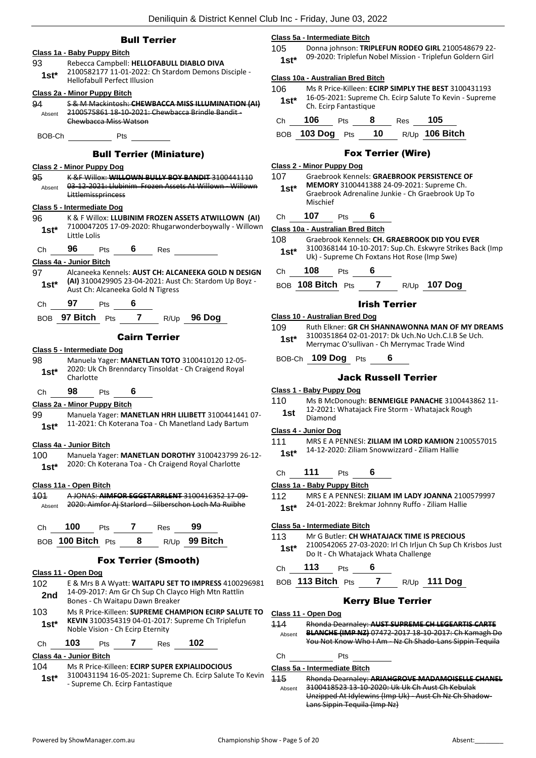## Bull Terrier

### Class 1a - Baby Puppy Bitch

93 **1st*** Rebecca Campbell: **HELLOFABULL DIABLO DIVA** 2100582177 11-01-2022: Ch Stardom Demons Disciple - Hellofabull Perfect Illusion

### Class 2a - Minor Puppy Bitch

94 Absent ~~S & M Mackintosh: **CHEWBACCA MISS ILLUMINATION (AI)** 2100575861 18-10-2021: Chewbacca Brindle Bandit - Chewbacca Miss Watson~~

BOB-Ch ______ Pts ______

## Bull Terrier (Miniature)

### Class 2 - Minor Puppy Dog

95 Absent ~~K &F Willox: **WILLOWN BULLY BOY BANDIT** 3100441110 03-12-2021: Llubinim Frozen Assets At Willown - Willown Littlemissprincess~~

### Class 5 - Intermediate Dog

96 **1st*** K & F Willox: **LLUBINIM FROZEN ASSETS ATWILLOWN (AI)** 7100047205 17-09-2020: Rhugarwonderboywally - Willown Little Lolis

Ch **96** Pts **6** Res ______

### Class 4a - Junior Bitch

97 **1st*** Alcaneeka Kennels: **AUST CH: ALCANEEKA GOLD N DESIGN (AI)** 3100429905 23-04-2021: Aust Ch: Stardom Up Boyz - Aust Ch: Alcaneeka Gold N Tigress

Ch **97** Pts **6**

BOB **97 Bitch** Pts **7** R/Up **96 Dog**

## Cairn Terrier

### Class 5 - Intermediate Dog

98 **1st*** Manuela Yager: **MANETLAN TOTO** 3100410120 12-05-2020: Uk Ch Brenndarcy Tinsoldat - Ch Craigend Royal Charlotte

Ch **98** Pts **6**

### Class 2a - Minor Puppy Bitch

99 **1st*** Manuela Yager: **MANETLAN HRH LILIBETT** 3100441441 07-11-2021: Ch Koterana Toa - Ch Manetland Lady Bartum

### Class 4a - Junior Bitch

100 **1st*** Manuela Yager: **MANETLAN DOROTHY** 3100423799 26-12-2020: Ch Koterana Toa - Ch Craigend Royal Charlotte

### Class 11a - Open Bitch

101 Absent ~~A JONAS: **AIMFOR EGGSTARRLENT** 3100416352 17-09-2020: Aimfor Aj Starlord - Silberschon Loch Ma Ruibhe~~

Ch **100** Pts **7** Res **99**

BOB **100 Bitch** Pts **8** R/Up **99 Bitch**

## Fox Terrier (Smooth)

### Class 11 - Open Dog

102 **2nd** E & Mrs B A Wyatt: **WAITAPU SET TO IMPRESS** 4100296981 14-09-2017: Am Gr Ch Sup Ch Clayco High Mtn Rattlin Bones - Ch Waitapu Dawn Breaker

103 **1st*** Ms R Price-Killeen: **SUPREME CHAMPION ECIRP SALUTE TO KEVIN** 3100354319 04-01-2017: Supreme Ch Triplefun Noble Vision - Ch Ecirp Eternity

Ch **103** Pts **7** Res **102**

### Class 4a - Junior Bitch

104 **1st*** Ms R Price-Killeen: **ECIRP SUPER EXPIALIDOCIOUS** 3100431194 16-05-2021: Supreme Ch. Ecirp Salute To Kevin - Supreme Ch. Ecirp Fantastique

### Class 5a - Intermediate Bitch

105 **1st*** Donna johnson: **TRIPLEFUN RODEO GIRL** 2100548679 22-09-2020: Triplefun Nobel Mission - Triplefun Goldern Girl

### Class 10a - Australian Bred Bitch

106 **1st*** Ms R Price-Killeen: **ECIRP SIMPLY THE BEST** 3100431193 16-05-2021: Supreme Ch. Ecirp Salute To Kevin - Supreme Ch. Ecirp Fantastique

Ch **106** Pts **8** Res **105**

BOB **103 Dog** Pts **10** R/Up **106 Bitch**

## Fox Terrier (Wire)

### Class 2 - Minor Puppy Dog

107 **1st*** Graebrook Kennels: **GRAEBROOK PERSISTENCE OF MEMORY** 3100441388 24-09-2021: Supreme Ch. Graebrook Adrenaline Junkie - Ch Graebrook Up To Mischief

Ch **107** Pts **6**

### Class 10a - Australian Bred Bitch

108 **1st*** Graebrook Kennels: **CH. GRAEBROOK DID YOU EVER** 3100368144 10-10-2017: Sup.Ch. Eskwyre Strikes Back (Imp Uk) - Supreme Ch Foxtans Hot Rose (Imp Swe)

Ch **108** Pts **6**

BOB **108 Bitch** Pts **7** R/Up **107 Dog**

## Irish Terrier

### Class 10 - Australian Bred Dog

109 **1st*** Ruth Elkner: **GR CH SHANNAWONNA MAN OF MY DREAMS** 3100351864 02-01-2017: Dk Uch.No Uch.C.I.B Se Uch. Merrymac O'sullivan - Ch Merrymac Trade Wind

BOB-Ch **109 Dog** Pts **6**

## Jack Russell Terrier

### Class 1 - Baby Puppy Dog

110 **1st** Ms B McDonough: **BENMEIGLE PANACHE** 3100443862 11-12-2021: Whatajack Fire Storm - Whatajack Rough Diamond

### Class 4 - Junior Dog

111 **1st*** MRS E A PENNESI: **ZILIAM IM LORD KAMION** 2100557015 14-12-2020: Ziliam Snowwizzard - Ziliam Hallie

Ch **111** Pts **6**

### Class 1a - Baby Puppy Bitch

112 **1st*** MRS E A PENNESI: **ZILIAM IM LADY JOANNA** 2100579997 24-01-2022: Brekmar Johnny Ruffo - Ziliam Hallie

### Class 5a - Intermediate Bitch

113 **1st*** Mr G Butler: **CH WHATAJACK TIME IS PRECIOUS** 2100542065 27-03-2020: Irl Ch Irljun Ch Sup Ch Krisbos Just Do It - Ch Whatajack Whata Challenge

Ch **113** Pts **6**

BOB **113 Bitch** Pts **7** R/Up **111 Dog**

## Kerry Blue Terrier

### Class 11 - Open Dog

114 Absent ~~Rhonda Dearnaley: **AUST SUPREME CH LEGEARTIS CARTE BLANCHE (IMP NZ)** 07472-2017 18-10-2017: Ch Kamagh Do You Not Know Who I Am - Nz Ch Shado-Lans Sippin Tequila~~

Ch ______ Pts ______

### Class 5a - Intermediate Bitch

115 Absent ~~Rhonda Dearnaley: **ARIAHGROVE MADAMOISELLE CHANEL** 3100418523 13-10-2020: Uk Uk Ch Aust Ch Kebulak Unzipped At Idylewins (Imp Uk) - Aust Ch Nz Ch Shadow-Lans Sippin Tequila (Imp Nz)~~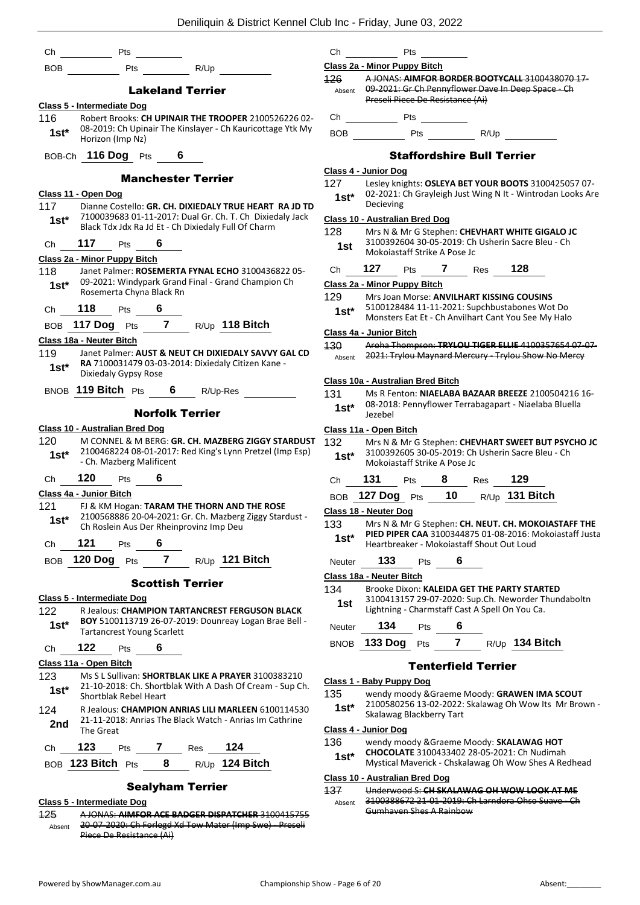Ch ______ Pts ______

BOB ______ Pts ______ R/Up ______

## Lakeland Terrier

**Class 5 - Intermediate Dog**

116 **1st*** Robert Brooks: **CH UPINAIR THE TROOPER** 2100526226 02-08-2019: Ch Upinair The Kinslayer - Ch Kauricottage Ytk My Horizon (Imp Nz)

BOB-Ch **116 Dog** Pts **6**

## Manchester Terrier

**Class 11 - Open Dog**

117 **1st*** Dianne Costello: **GR. CH. DIXIEDALY TRUE HEART RA JD TD** 7100039683 01-11-2017: Dual Gr. Ch. T. Ch Dixiedaly Jack Black Tdx Jdx Ra Jd Et - Ch Dixiedaly Full Of Charm

Ch **117** Pts **6**

**Class 2a - Minor Puppy Bitch**

118 **1st*** Janet Palmer: **ROSEMERTA FYNAL ECHO** 3100436822 05-09-2021: Windypark Grand Final - Grand Champion Ch Rosemerta Chyna Black Rn

Ch **118** Pts **6**

BOB **117 Dog** Pts **7** R/Up **118 Bitch**

**Class 18a - Neuter Bitch**

119 **1st*** Janet Palmer: **AUST & NEUT CH DIXIEDALY SAVVY GAL CD RA** 7100031479 03-03-2014: Dixiedaly Citizen Kane - Dixiedaly Gypsy Rose

BNOB **119 Bitch** Pts **6** R/Up-Res ______

## Norfolk Terrier

**Class 10 - Australian Bred Dog**

120 **1st*** M CONNEL & M BERG: **GR. CH. MAZBERG ZIGGY STARDUST** 2100468224 08-01-2017: Red King's Lynn Pretzel (Imp Esp) - Ch. Mazberg Malificent

Ch **120** Pts **6**

**Class 4a - Junior Bitch**

121 **1st*** FJ & KM Hogan: **TARAM THE THORN AND THE ROSE** 2100568886 20-04-2021: Gr. Ch. Mazberg Ziggy Stardust - Ch Roslein Aus Der Rheinprovinz Imp Deu

Ch **121** Pts **6**

BOB **120 Dog** Pts **7** R/Up **121 Bitch**

## Scottish Terrier

**Class 5 - Intermediate Dog**

122 **1st*** R Jealous: **CHAMPION TARTANCREST FERGUSON BLACK BOY** 5100113719 26-07-2019: Dounreay Logan Brae Bell - Tartancrest Young Scarlett

Ch **122** Pts **6**

**Class 11a - Open Bitch**

123 **1st*** Ms S L Sullivan: **SHORTBLAK LIKE A PRAYER** 3100383210 21-10-2018: Ch. Shortblak With A Dash Of Cream - Sup Ch. Shortblak Rebel Heart

124 **2nd** R Jealous: **CHAMPION ANRIAS LILI MARLEEN** 6100114530 21-11-2018: Anrias The Black Watch - Anrias Im Cathrine The Great

Ch **123** Pts **7** Res **124**

BOB **123 Bitch** Pts **8** R/Up **124 Bitch**

## Sealyham Terrier

**Class 5 - Intermediate Dog**

125 Absent ~~A JONAS: **AIMFOR ACE BADGER DISPATCHER** 3100415755 20-07-2020: Ch Forlegd Xd Tow Mater (Imp Swe) - Preseli Piece De Resistance (Ai)~~

Ch ______ Pts ______

**Class 2a - Minor Puppy Bitch**

126 Absent ~~A JONAS: **AIMFOR BORDER BOOTYCALL** 3100438070 17-09-2021: Gr Ch Pennyflower Dave In Deep Space - Ch Preseli Piece De Resistance (Ai)~~

Ch ______ Pts ______

BOB ______ Pts ______ R/Up ______

## Staffordshire Bull Terrier

**Class 4 - Junior Dog**

127 **1st*** Lesley knights: **OSLEYA BET YOUR BOOTS** 3100425057 07-02-2021: Ch Grayleigh Just Wing N It - Wintrodan Looks Are Decieving

**Class 10 - Australian Bred Dog**

128 **1st** Mrs N & Mr G Stephen: **CHEVHART WHITE GIGALO JC** 3100392604 30-05-2019: Ch Usherin Sacre Bleu - Ch Mokoiastaff Strike A Pose Jc

Ch **127** Pts **7** Res **128**

**Class 2a - Minor Puppy Bitch**

129 **1st*** Mrs Joan Morse: **ANVILHART KISSING COUSINS** 5100128484 11-11-2021: Supchbustabones Wot Do Monsters Eat Et - Ch Anvilhart Cant You See My Halo

**Class 4a - Junior Bitch**

130 Absent ~~Aroha Thompson: **TRYLOU TIGER ELLIE** 4100357654 07-07-2021: Trylou Maynard Mercury - Trylou Show No Mercy~~

**Class 10a - Australian Bred Bitch**

131 **1st*** Ms R Fenton: **NIAELABA BAZAAR BREEZE** 2100504216 16-08-2018: Pennyflower Terrabagapart - Niaelaba Bluella Jezebel

**Class 11a - Open Bitch**

132 **1st*** Mrs N & Mr G Stephen: **CHEVHART SWEET BUT PSYCHO JC** 3100392605 30-05-2019: Ch Usherin Sacre Bleu - Ch Mokoiastaff Strike A Pose Jc

Ch **131** Pts **8** Res **129**

BOB **127 Dog** Pts **10** R/Up **131 Bitch**

**Class 18 - Neuter Dog**

133 **1st*** Mrs N & Mr G Stephen: **CH. NEUT. CH. MOKOIASTAFF THE PIED PIPER CAA** 3100344875 01-08-2016: Mokoiastaff Justa Heartbreaker - Mokoiastaff Shout Out Loud

Neuter **133** Pts **6**

**Class 18a - Neuter Bitch**

134 **1st** Brooke Dixon: **KALEIDA GET THE PARTY STARTED** 3100413157 29-07-2020: Sup.Ch. Neworder Thundaboltn Lightning - Charmstaff Cast A Spell On You Ca.

Neuter **134** Pts **6**

BNOB **133 Dog** Pts **7** R/Up **134 Bitch**

## Tenterfield Terrier

**Class 1 - Baby Puppy Dog**

135 **1st*** wendy moody &Graeme Moody: **GRAWEN IMA SCOUT** 2100580256 13-02-2022: Skalawag Oh Wow Its Mr Brown - Skalawag Blackberry Tart

**Class 4 - Junior Dog**

136 **1st*** wendy moody &Graeme Moody: **SKALAWAG HOT CHOCOLATE** 3100433402 28-05-2021: Ch Nudimah Mystical Maverick - Chskalawag Oh Wow Shes A Redhead

**Class 10 - Australian Bred Dog**

137 Absent ~~Underwood S: **CH SKALAWAG OH WOW LOOK AT ME** 3100388672 21-01-2019: Ch Larndora Ohso Suave - Ch Gumhaven Shes A Rainbow~~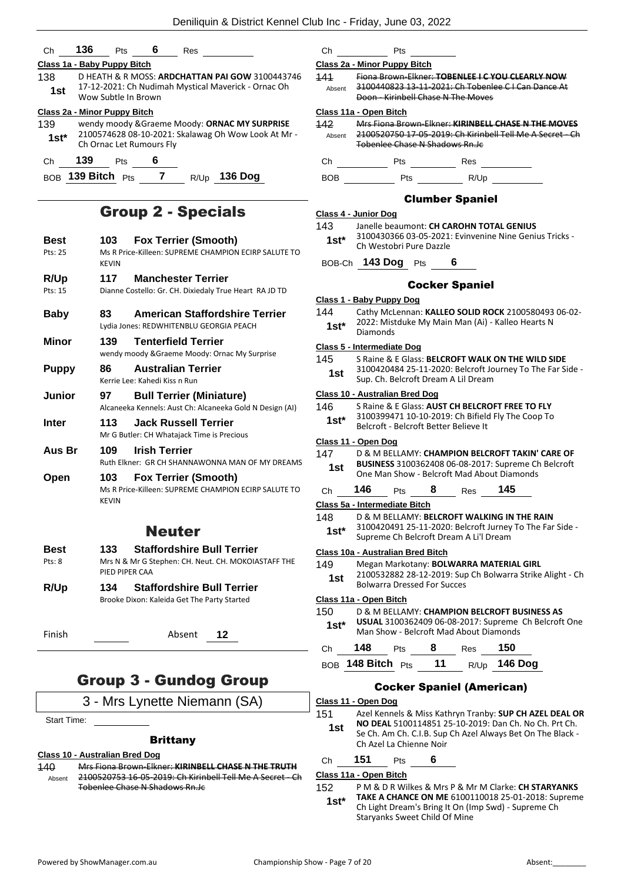Ch **136** Pts **6** Res

**Class 1a - Baby Puppy Bitch**

138 **1st** D HEATH & R MOSS: **ARDCHATTAN PAI GOW** 3100443746 17-12-2021: Ch Nudimah Mystical Maverick - Ornac Oh Wow Subtle In Brown

**Class 2a - Minor Puppy Bitch**

139 **1st*** wendy moody &Graeme Moody: **ORNAC MY SURPRISE** 2100574628 08-10-2021: Skalawag Oh Wow Look At Mr - Ch Ornac Let Rumours Fly

Ch **139** Pts **6**

BOB **139 Bitch** Pts **7** R/Up **136 Dog**

## Group 2 - Specials

**Best** 103 **Fox Terrier (Smooth)**
Pts: 25 — Ms R Price-Killeen: SUPREME CHAMPION ECIRP SALUTE TO KEVIN

**R/Up** 117 **Manchester Terrier**
Pts: 15 — Dianne Costello: Gr. CH. Dixiedaly True Heart RA JD TD

**Baby** 83 **American Staffordshire Terrier**
Lydia Jones: REDWHITENBLU GEORGIA PEACH

**Minor** 139 **Tenterfield Terrier**
wendy moody &Graeme Moody: Ornac My Surprise

**Puppy** 86 **Australian Terrier**
Kerrie Lee: Kahedi Kiss n Run

**Junior** 97 **Bull Terrier (Miniature)**
Alcaneeka Kennels: Aust Ch: Alcaneeka Gold N Design (AI)

**Inter** 113 **Jack Russell Terrier**
Mr G Butler: CH Whatajack Time is Precious

**Aus Br** 109 **Irish Terrier**
Ruth Elkner: GR CH SHANNAWONNA MAN OF MY DREAMS

**Open** 103 **Fox Terrier (Smooth)**
Ms R Price-Killeen: SUPREME CHAMPION ECIRP SALUTE TO KEVIN

## Neuter

**Best** 133 **Staffordshire Bull Terrier**
Pts: 8 — Mrs N & Mr G Stephen: CH. Neut. CH. MOKOIASTAFF THE PIED PIPER CAA

**R/Up** 134 **Staffordshire Bull Terrier**
Brooke Dixon: Kaleida Get The Party Started

Finish Absent **12**

# Group 3 - Gundog Group

3 - Mrs Lynette Niemann (SA)

Start Time:

### Brittany

**Class 10 - Australian Bred Dog**

140 Absent ~~Mrs Fiona Brown-Elkner: **KIRINBELL CHASE N THE TRUTH** 2100520753 16-05-2019: Ch Kirinbell Tell Me A Secret - Ch Tobenlee Chase N Shadows Rn.Jc~~

Ch Pts

**Class 2a - Minor Puppy Bitch**

141 Absent ~~Fiona Brown-Elkner: **TOBENLEE I C YOU CLEARLY NOW** 3100440823 13-11-2021: Ch Tobenlee C I Can Dance At Doon - Kirinbell Chase N The Moves~~

**Class 11a - Open Bitch**

142 Absent ~~Mrs Fiona Brown-Elkner: **KIRINBELL CHASE N THE MOVES** 2100520750 17-05-2019: Ch Kirinbell Tell Me A Secret - Ch Tobenlee Chase N Shadows Rn.Jc~~

Ch Pts Res

BOB Pts R/Up

### Clumber Spaniel

**Class 4 - Junior Dog**

143 **1st*** Janelle beaumont: **CH CAROHN TOTAL GENIUS** 3100430366 03-05-2021: Evinvenine Nine Genius Tricks - Ch Westobri Pure Dazzle

BOB-Ch **143 Dog** Pts **6**

### Cocker Spaniel

**Class 1 - Baby Puppy Dog**

144 **1st*** Cathy McLennan: **KALLEO SOLID ROCK** 2100580493 06-02-2022: Mistduke My Main Man (Ai) - Kalleo Hearts N Diamonds

**Class 5 - Intermediate Dog**

145 **1st** S Raine & E Glass: **BELCROFT WALK ON THE WILD SIDE** 3100420484 25-11-2020: Belcroft Journey To The Far Side - Sup. Ch. Belcroft Dream A Lil Dream

**Class 10 - Australian Bred Dog**

146 **1st*** S Raine & E Glass: **AUST CH BELCROFT FREE TO FLY** 3100399471 10-10-2019: Ch Bifield Fly The Coop To Belcroft - Belcroft Better Believe It

**Class 11 - Open Dog**

147 **1st** D & M BELLAMY: **CHAMPION BELCROFT TAKIN' CARE OF BUSINESS** 3100362408 06-08-2017: Supreme Ch Belcroft One Man Show - Belcroft Mad About Diamonds

Ch **146** Pts **8** Res **145**

**Class 5a - Intermediate Bitch**

148 **1st*** D & M BELLAMY: **BELCROFT WALKING IN THE RAIN** 3100420491 25-11-2020: Belcroft Jurney To The Far Side - Supreme Ch Belcroft Dream A Li'l Dream

**Class 10a - Australian Bred Bitch**

149 **1st** Megan Markotany: **BOLWARRA MATERIAL GIRL** 2100532882 28-12-2019: Sup Ch Bolwarra Strike Alight - Ch Bolwarra Dressed For Succes

**Class 11a - Open Bitch**

150 **1st*** D & M BELLAMY: **CHAMPION BELCROFT BUSINESS AS USUAL** 3100362409 06-08-2017: Supreme Ch Belcroft One Man Show - Belcroft Mad About Diamonds

Ch **148** Pts **8** Res **150**

BOB **148 Bitch** Pts **11** R/Up **146 Dog**

### Cocker Spaniel (American)

**Class 11 - Open Dog**

151 **1st** Azel Kennels & Miss Kathryn Tranby: **SUP CH AZEL DEAL OR NO DEAL** 5100114851 25-10-2019: Dan Ch. No Ch. Prt Ch. Se Ch. Am Ch. C.I.B. Sup Ch Azel Always Bet On The Black - Ch Azel La Chienne Noir

Ch **151** Pts **6**

**Class 11a - Open Bitch**

152 **1st*** P M & D R Wilkes & Mrs P & Mr M Clarke: **CH STARYANKS TAKE A CHANCE ON ME** 6100110018 25-01-2018: Supreme Ch Light Dream's Bring It On (Imp Swd) - Supreme Ch Staryanks Sweet Child Of Mine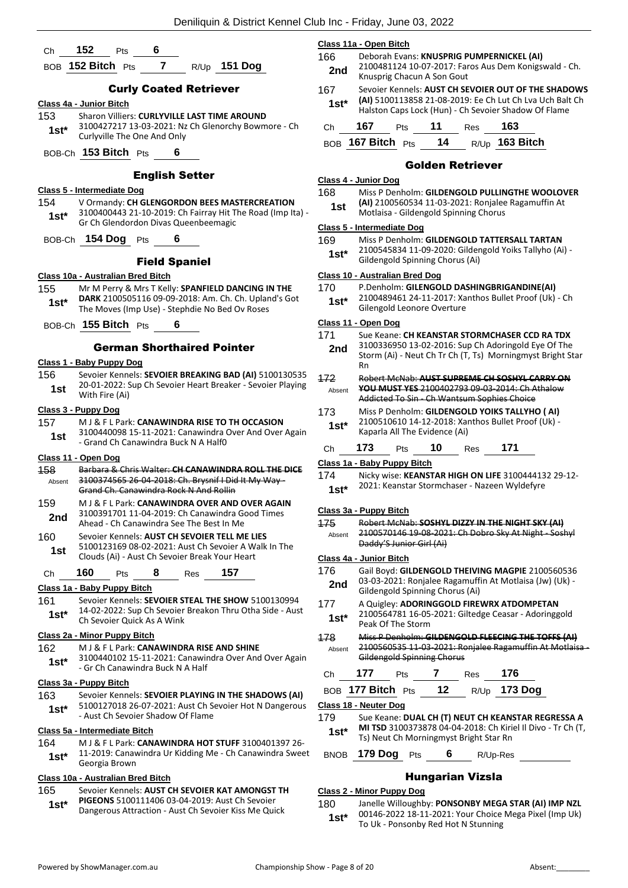| Ch | 152 | Pts | 6 |
|---|---|---|---|

BOB **152 Bitch** Pts **7** R/Up **151 Dog**

## Curly Coated Retriever

**Class 4a - Junior Bitch**

153 **1st*** Sharon Villiers: **CURLYVILLE LAST TIME AROUND** 3100427217 13-03-2021: Nz Ch Glenorchy Bowmore - Ch Curlyville The One And Only

BOB-Ch **153 Bitch** Pts **6**

## English Setter

**Class 5 - Intermediate Dog**

154 **1st*** V Ormandy: **CH GLENGORDON BEES MASTERCREATION** 3100400443 21-10-2019: Ch Fairray Hit The Road (Imp Ita) - Gr Ch Glendordon Divas Queenbeemagic

BOB-Ch **154 Dog** Pts **6**

## Field Spaniel

**Class 10a - Australian Bred Bitch**

155 **1st*** Mr M Perry & Mrs T Kelly: **SPANFIELD DANCING IN THE DARK** 2100505116 09-09-2018: Am. Ch. Ch. Upland's Got The Moves (Imp Use) - Stephdie No Bed Ov Roses

BOB-Ch **155 Bitch** Pts **6**

## German Shorthaired Pointer

**Class 1 - Baby Puppy Dog**

156 **1st** Sevoier Kennels: **SEVOIER BREAKING BAD (AI)** 5100130535 20-01-2022: Sup Ch Sevoier Heart Breaker - Sevoier Playing With Fire (Ai)

**Class 3 - Puppy Dog**

157 **1st** M J & F L Park: **CANAWINDRA RISE TO TH OCCASION** 3100440098 15-11-2021: Canawindra Over And Over Again - Grand Ch Canawindra Buck N A Half0

**Class 11 - Open Dog**

158 Absent ~~Barbara & Chris Walter: **CH CANAWINDRA ROLL THE DICE** 3100374565 26-04-2018: Ch. Brysnif I Did It My Way - Grand Ch. Canawindra Rock N And Rollin~~

159 **2nd** M J & F L Park: **CANAWINDRA OVER AND OVER AGAIN** 3100391701 11-04-2019: Ch Canawindra Good Times Ahead - Ch Canawindra See The Best In Me

160 **1st** Sevoier Kennels: **AUST CH SEVOIER TELL ME LIES** 5100123169 08-02-2021: Aust Ch Sevoier A Walk In The Clouds (Ai) - Aust Ch Sevoier Break Your Heart

| Ch | 160 | Pts | 8 | Res | 157 |
|---|---|---|---|---|---|

**Class 1a - Baby Puppy Bitch**

161 **1st*** Sevoier Kennels: **SEVOIER STEAL THE SHOW** 5100130994 14-02-2022: Sup Ch Sevoier Breakon Thru Otha Side - Aust Ch Sevoier Quick As A Wink

**Class 2a - Minor Puppy Bitch**

162 **1st*** M J & F L Park: **CANAWINDRA RISE AND SHINE** 3100440102 15-11-2021: Canawindra Over And Over Again - Gr Ch Canawindra Buck N A Half

**Class 3a - Puppy Bitch**

163 **1st*** Sevoier Kennels: **SEVOIER PLAYING IN THE SHADOWS (AI)** 5100127018 26-07-2021: Aust Ch Sevoier Hot N Dangerous - Aust Ch Sevoier Shadow Of Flame

**Class 5a - Intermediate Bitch**

164 **1st*** M J & F L Park: **CANAWINDRA HOT STUFF** 3100401397 26-11-2019: Canawindra Ur Kidding Me - Ch Canawindra Sweet Georgia Brown

**Class 10a - Australian Bred Bitch**

165 **1st*** Sevoier Kennels: **AUST CH SEVOIER KAT AMONGST TH PIGEONS** 5100111406 03-04-2019: Aust Ch Sevoier Dangerous Attraction - Aust Ch Sevoier Kiss Me Quick

**Class 11a - Open Bitch**

166 **2nd** Deborah Evans: **KNUSPRIG PUMPERNICKEL (AI)** 2100481124 10-07-2017: Faros Aus Dem Konigswald - Ch. Knusprig Chacun A Son Gout

167 **1st*** Sevoier Kennels: **AUST CH SEVOIER OUT OF THE SHADOWS (AI)** 5100113858 21-08-2019: Ee Ch Lut Ch Lva Uch Balt Ch Halston Caps Lock (Hun) - Ch Sevoier Shadow Of Flame

| Ch | 167 | Pts | 11 | Res | 163 |
|---|---|---|---|---|---|

BOB **167 Bitch** Pts **14** R/Up **163 Bitch**

## Golden Retriever

**Class 4 - Junior Dog**

168 **1st** Miss P Denholm: **GILDENGOLD PULLINGTHE WOOLOVER (AI)** 2100560534 11-03-2021: Ronjalee Ragamuffin At Motlaisa - Gildengold Spinning Chorus

**Class 5 - Intermediate Dog**

169 **1st*** Miss P Denholm: **GILDENGOLD TATTERSALL TARTAN** 2100545834 11-09-2020: Gildengold Yoiks Tallyho (Ai) - Gildengold Spinning Chorus (Ai)

**Class 10 - Australian Bred Dog**

170 **1st*** P.Denholm: **GILENGOLD DASHINGBRIGANDINE(AI)** 2100489461 24-11-2017: Xanthos Bullet Proof (Uk) - Ch Gilengold Leonore Overture

**Class 11 - Open Dog**

171 **2nd** Sue Keane: **CH KEANSTAR STORMCHASER CCD RA TDX** 3100336950 13-02-2016: Sup Ch Adoringold Eye Of The Storm (Ai) - Neut Ch Tr Ch (T, Ts) Morningmyst Bright Star Rn

172 Absent ~~Robert McNab: **AUST SUPREME CH SOSHYL CARRY ON YOU MUST YES** 2100402793 09-03-2014: Ch Athalow Addicted To Sin - Ch Wantsum Sophies Choice~~

173 **1st*** Miss P Denholm: **GILDENGOLD YOIKS TALLYHO ( AI)** 2100510610 14-12-2018: Xanthos Bullet Proof (Uk) - Kaparla All The Evidence (Ai)

| Ch | 173 | Pts | 10 | Res | 171 |
|---|---|---|---|---|---|

**Class 1a - Baby Puppy Bitch**

174 **1st*** Nicky wise: **KEANSTAR HIGH ON LIFE** 3100444132 29-12-2021: Keanstar Stormchaser - Nazeen Wyldefyre

**Class 3a - Puppy Bitch**

175 Absent ~~Robert McNab: **SOSHYL DIZZY IN THE NIGHT SKY (AI)** 2100570146 19-08-2021: Ch Dobro Sky At Night - Soshyl Daddy'S Junior Girl (Ai)~~

**Class 4a - Junior Bitch**

176 **2nd** Gail Boyd: **GILDENGOLD THEIVING MAGPIE** 2100560536 03-03-2021: Ronjalee Ragamuffin At Motlaisa (Jw) (Uk) - Gildengold Spinning Chorus (Ai)

177 **1st*** A Quigley: **ADORINGGOLD FIREWRX ATDOMPETAN** 2100564781 16-05-2021: Giltedge Ceasar - Adoringgold Peak Of The Storm

178 Absent ~~Miss P Denholm: **GILDENGOLD FLEECING THE TOFFS (AI)** 2100560535 11-03-2021: Ronjalee Ragamuffin At Motlaisa - Gildengold Spinning Chorus~~

| Ch | 177 | Pts | 7 | Res | 176 |
|---|---|---|---|---|---|

BOB **177 Bitch** Pts **12** R/Up **173 Dog**

**Class 18 - Neuter Dog**

179 **1st*** Sue Keane: **DUAL CH (T) NEUT CH KEANSTAR REGRESSA A MI TSD** 3100373878 04-04-2018: Ch Kiriel Il Divo - Tr Ch (T, Ts) Neut Ch Morningmyst Bright Star Rn

BNOB **179 Dog** Pts **6** R/Up-Res

## Hungarian Vizsla

**Class 2 - Minor Puppy Dog**

180 **1st*** Janelle Willoughby: **PONSONBY MEGA STAR (AI) IMP NZL** 00146-2022 18-11-2021: Your Choice Mega Pixel (Imp Uk) To Uk - Ponsonby Red Hot N Stunning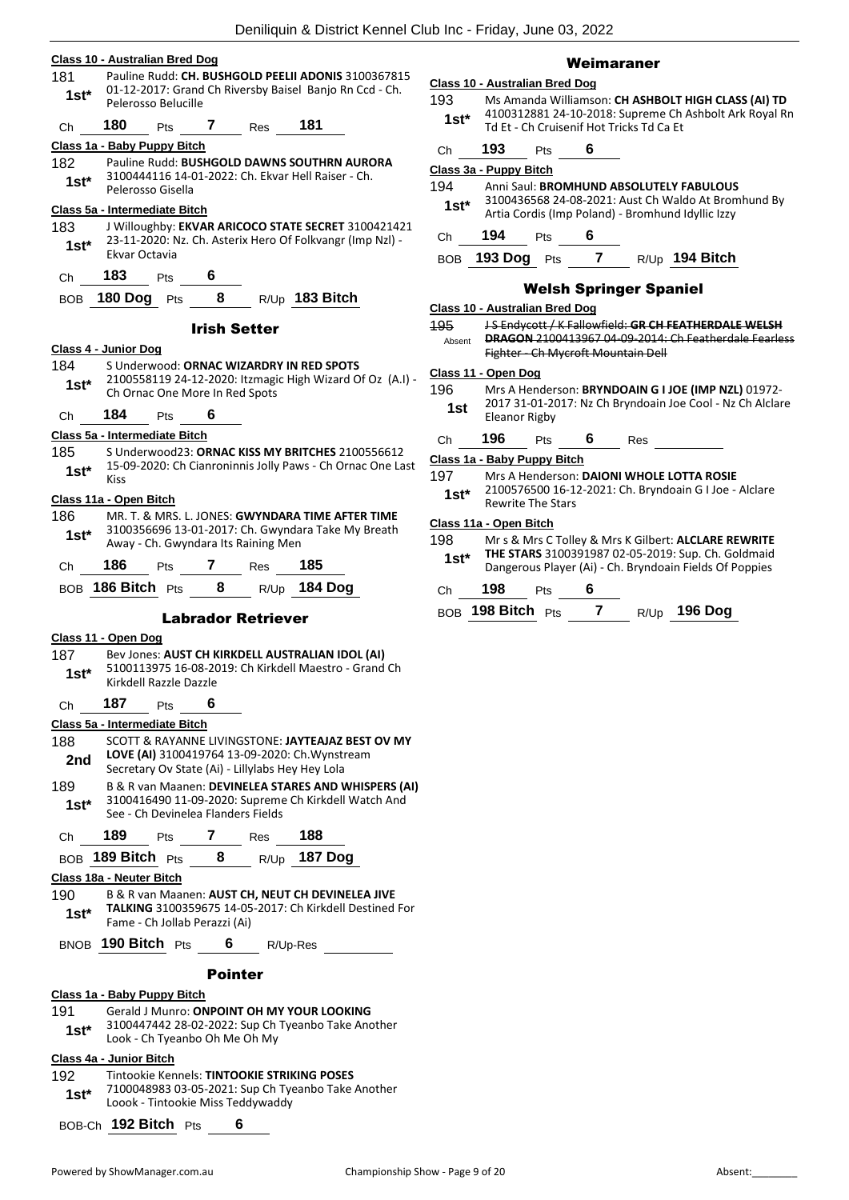**Class 10 - Australian Bred Dog**

181 Pauline Rudd: **CH. BUSHGOLD PEELII ADONIS** 3100367815 01-12-2017: Grand Ch Riversby Baisel Banjo Rn Ccd - Ch. Pelerosso Belucille
**1st***

Ch **180** Pts **7** Res **181**

**Class 1a - Baby Puppy Bitch**

182 Pauline Rudd: **BUSHGOLD DAWNS SOUTHRN AURORA** 3100444116 14-01-2022: Ch. Ekvar Hell Raiser - Ch. Pelerosso Gisella
**1st***

**Class 5a - Intermediate Bitch**

183 J Willoughby: **EKVAR ARICOCO STATE SECRET** 3100421421 23-11-2020: Nz. Ch. Asterix Hero Of Folkvangr (Imp Nzl) - Ekvar Octavia
**1st***

Ch **183** Pts **6**

BOB **180 Dog** Pts **8** R/Up **183 Bitch**

## Irish Setter

**Class 4 - Junior Dog**

184 S Underwood: **ORNAC WIZARDRY IN RED SPOTS** 2100558119 24-12-2020: Itzmagic High Wizard Of Oz (A.I) - Ch Ornac One More In Red Spots
**1st***

Ch **184** Pts **6**

**Class 5a - Intermediate Bitch**

185 S Underwood23: **ORNAC KISS MY BRITCHES** 2100556612 15-09-2020: Ch Cianroninnis Jolly Paws - Ch Ornac One Last Kiss
**1st***

**Class 11a - Open Bitch**

186 MR. T. & MRS. L. JONES: **GWYNDARA TIME AFTER TIME** 3100356696 13-01-2017: Ch. Gwyndara Take My Breath Away - Ch. Gwyndara Its Raining Men
**1st***

Ch **186** Pts **7** Res **185**

BOB **186 Bitch** Pts **8** R/Up **184 Dog**

## Labrador Retriever

**Class 11 - Open Dog**

187 Bev Jones: **AUST CH KIRKDELL AUSTRALIAN IDOL (AI)** 5100113975 16-08-2019: Ch Kirkdell Maestro - Grand Ch Kirkdell Razzle Dazzle
**1st***

Ch **187** Pts **6**

**Class 5a - Intermediate Bitch**

188 SCOTT & RAYANNE LIVINGSTONE: **JAYTEAJAZ BEST OV MY LOVE (AI)** 3100419764 13-09-2020: Ch.Wynstream Secretary Ov State (Ai) - Lillylabs Hey Hey Lola
**2nd**

189 B & R van Maanen: **DEVINELEA STARES AND WHISPERS (AI)** 3100416490 11-09-2020: Supreme Ch Kirkdell Watch And See - Ch Devinelea Flanders Fields
**1st***

Ch **189** Pts **7** Res **188**

BOB **189 Bitch** Pts **8** R/Up **187 Dog**

**Class 18a - Neuter Bitch**

190 B & R van Maanen: **AUST CH, NEUT CH DEVINELEA JIVE TALKING** 3100359675 14-05-2017: Ch Kirkdell Destined For Fame - Ch Jollab Perazzi (Ai)
**1st***

BNOB **190 Bitch** Pts **6** R/Up-Res

## Pointer

**Class 1a - Baby Puppy Bitch**

191 Gerald J Munro: **ONPOINT OH MY YOUR LOOKING** 3100447442 28-02-2022: Sup Ch Tyeanbo Take Another Look - Ch Tyeanbo Oh Me Oh My
**1st***

**Class 4a - Junior Bitch**

192 Tintookie Kennels: **TINTOOKIE STRIKING POSES** 7100048983 03-05-2021: Sup Ch Tyeanbo Take Another Loook - Tintookie Miss Teddywaddy
**1st***

BOB-Ch **192 Bitch** Pts **6**

## Weimaraner

**Class 10 - Australian Bred Dog**

193 Ms Amanda Williamson: **CH ASHBOLT HIGH CLASS (AI) TD** 4100312881 24-10-2018: Supreme Ch Ashbolt Ark Royal Rn Td Et - Ch Cruisenif Hot Tricks Td Ca Et
**1st***

Ch **193** Pts **6**

**Class 3a - Puppy Bitch**

194 Anni Saul: **BROMHUND ABSOLUTELY FABULOUS** 3100436568 24-08-2021: Aust Ch Waldo At Bromhund By Artia Cordis (Imp Poland) - Bromhund Idyllic Izzy
**1st***

Ch **194** Pts **6**

BOB **193 Dog** Pts **7** R/Up **194 Bitch**

## Welsh Springer Spaniel

**Class 10 - Australian Bred Dog**

195 ~~J S Endycott / K Fallowfield: **GR CH FEATHERDALE WELSH DRAGON** 2100413967 04-09-2014: Ch Featherdale Fearless Fighter - Ch Mycroft Mountain Dell~~
Absent

**Class 11 - Open Dog**

196 Mrs A Henderson: **BRYNDOAIN G I JOE (IMP NZL)** 01972-2017 31-01-2017: Nz Ch Bryndoain Joe Cool - Nz Ch Alclare Eleanor Rigby
**1st**

Ch **196** Pts **6** Res

**Class 1a - Baby Puppy Bitch**

197 Mrs A Henderson: **DAIONI WHOLE LOTTA ROSIE** 2100576500 16-12-2021: Ch. Bryndoain G I Joe - Alclare Rewrite The Stars
**1st***

**Class 11a - Open Bitch**

198 Mr s & Mrs C Tolley & Mrs K Gilbert: **ALCLARE REWRITE THE STARS** 3100391987 02-05-2019: Sup. Ch. Goldmaid Dangerous Player (Ai) - Ch. Bryndoain Fields Of Poppies
**1st***

Ch **198** Pts **6**

BOB **198 Bitch** Pts **7** R/Up **196 Dog**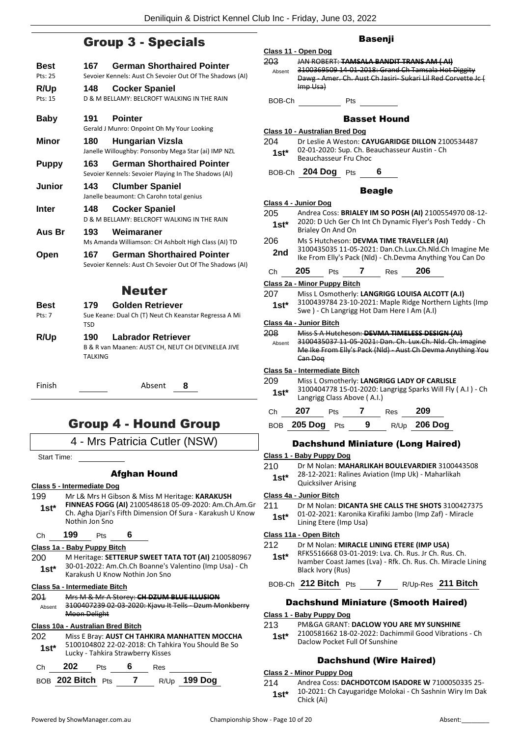# Group 3 - Specials

**Best** 167 **German Shorthaired Pointer**
Pts: 25
Sevoier Kennels: Aust Ch Sevoier Out Of The Shadows (AI)

**R/Up** 148 **Cocker Spaniel**
Pts: 15
D & M BELLAMY: BELCROFT WALKING IN THE RAIN

**Baby** 191 **Pointer**
Gerald J Munro: Onpoint Oh My Your Looking

**Minor** 180 **Hungarian Vizsla**
Janelle Willoughby: Ponsonby Mega Star (ai) IMP NZL

**Puppy** 163 **German Shorthaired Pointer**
Sevoier Kennels: Sevoier Playing In The Shadows (AI)

**Junior** 143 **Clumber Spaniel**
Janelle beaumont: Ch Carohn total genius

**Inter** 148 **Cocker Spaniel**
D & M BELLAMY: BELCROFT WALKING IN THE RAIN

**Aus Br** 193 **Weimaraner**
Ms Amanda Williamson: CH Ashbolt High Class (AI) TD

**Open** 167 **German Shorthaired Pointer**
Sevoier Kennels: Aust Ch Sevoier Out Of The Shadows (AI)

# Neuter

**Best** 179 **Golden Retriever**
Pts: 7
Sue Keane: Dual Ch (T) Neut Ch Keanstar Regressa A Mi TSD

**R/Up** 190 **Labrador Retriever**
B & R van Maanen: AUST CH, NEUT CH DEVINELEA JIVE TALKING

Finish ______ Absent 8

# Group 4 - Hound Group

4 - Mrs Patricia Cutler (NSW)

Start Time: ______

## Afghan Hound

**Class 5 - Intermediate Dog**

199 **1st*** Mr L& Mrs H Gibson & Miss M Heritage: **KARAKUSH FINNEAS FOGG (AI)** 2100548618 05-09-2020: Am.Ch.Am.Gr Ch. Agha Djari's Fifth Dimension Of Sura - Karakush U Know Nothin Jon Sno

Ch **199** Pts **6**

**Class 1a - Baby Puppy Bitch**

200 **1st*** M Heritage: **SETTERUP SWEET TATA TOT (AI)** 2100580967 30-01-2022: Am.Ch.Ch Boanne's Valentino (Imp Usa) - Ch Karakush U Know Nothin Jon Sno

**Class 5a - Intermediate Bitch**

201 Absent ~~Mrs M & Mr A Storey: **CH DZUM BLUE ILLUSION** 3100407239 02-03-2020: Kjavu It Tells - Dzum Monkberry Moon Delight~~

**Class 10a - Australian Bred Bitch**

202 **1st*** Miss E Bray: **AUST CH TAHKIRA MANHATTEN MOCCHA** 5100104802 22-02-2018: Ch Tahkira You Should Be So Lucky - Tahkira Strawberry Kisses

Ch **202** Pts **6** Res ______

BOB **202 Bitch** Pts **7** R/Up **199 Dog**

## Basenji

**Class 11 - Open Dog**

203 Absent ~~JAN ROBERT: **TAMSALA BANDIT TRANS AM ( AI)** 3100369509 14-01-2018: Grand Ch Tamsala Hot Diggity Dawg - Amer. Ch. Aust Ch Jasiri- Sukari Lil Red Corvette Jc ( Imp Usa)~~

BOB-Ch ______ Pts ______

## Basset Hound

**Class 10 - Australian Bred Dog**

204 **1st*** Dr Leslie A Weston: **CAYUGARIDGE DILLON** 2100534487 02-01-2020: Sup. Ch. Beauchasseur Austin - Ch Beauchasseur Fru Choc

BOB-Ch **204 Dog** Pts **6**

## Beagle

**Class 4 - Junior Dog**

205 **1st*** Andrea Coss: **BRIALEY IM SO POSH (AI)** 2100554970 08-12-2020: D Uch Ger Ch Int Ch Dynamic Flyer's Posh Teddy - Ch Brialey On And On

206 **2nd** Ms S Hutcheson: **DEVMA TIME TRAVELLER (AI)** 3100435035 11-05-2021: Dan.Ch.Lux.Ch.Nld.Ch Imagine Me Ike From Elly's Pack (Nld) - Ch.Devma Anything You Can Do

Ch **205** Pts **7** Res **206**

**Class 2a - Minor Puppy Bitch**

207 **1st*** Miss L Osmotherly: **LANGRIGG LOUISA ALCOTT (A.I)** 3100439784 23-10-2021: Maple Ridge Northern Lights (Imp Swe ) - Ch Langrigg Hot Dam Here I Am (A.I)

**Class 4a - Junior Bitch**

208 Absent ~~Miss S A Hutcheson: **DEVMA TIMELESS DESIGN (AI)** 3100435037 11-05-2021: Dan. Ch. Lux.Ch. Nld. Ch. Imagine Me Ike From Elly's Pack (Nld) - Aust Ch Devma Anything You Can Doq~~

**Class 5a - Intermediate Bitch**

209 **1st*** Miss L Osmotherly: **LANGRIGG LADY OF CARLISLE** 3100404778 15-01-2020: Langrigg Sparks Will Fly ( A.I ) - Ch Langrigg Class Above ( A.I.)

Ch **207** Pts **7** Res **209**

BOB **205 Dog** Pts **9** R/Up **206 Dog**

## Dachshund Miniature (Long Haired)

**Class 1 - Baby Puppy Dog**

210 **1st*** Dr M Nolan: **MAHARLIKAH BOULEVARDIER** 3100443508 28-12-2021: Ralines Aviation (Imp Uk) - Maharlikah Quicksilver Arising

**Class 4a - Junior Bitch**

211 **1st*** Dr M Nolan: **DICANTA SHE CALLS THE SHOTS** 3100427375 01-02-2021: Karonika Kirafiki Jambo (Imp Zaf) - Miracle Lining Etere (Imp Usa)

**Class 11a - Open Bitch**

212 **1st*** Dr M Nolan: **MIRACLE LINING ETERE (IMP USA)** RFK5516668 03-01-2019: Lva. Ch. Rus. Jr Ch. Rus. Ch. Ivamber Coast James (Lva) - Rfk. Ch. Rus. Ch. Miracle Lining Black Ivory (Rus)

BOB-Ch **212 Bitch** Pts **7** R/Up-Res **211 Bitch**

## Dachshund Miniature (Smooth Haired)

**Class 1 - Baby Puppy Dog**

213 **1st*** PM&GA GRANT: **DACLOW YOU ARE MY SUNSHINE** 2100581662 18-02-2022: Dachimmil Good Vibrations - Ch Daclow Pocket Full Of Sunshine

## Dachshund (Wire Haired)

**Class 2 - Minor Puppy Dog**

214 **1st*** Andrea Coss: **DACHDOTCOM ISADORE W** 7100050335 25-10-2021: Ch Cayugaridge Molokai - Ch Sashnin Wiry Im Dak Chick (Ai)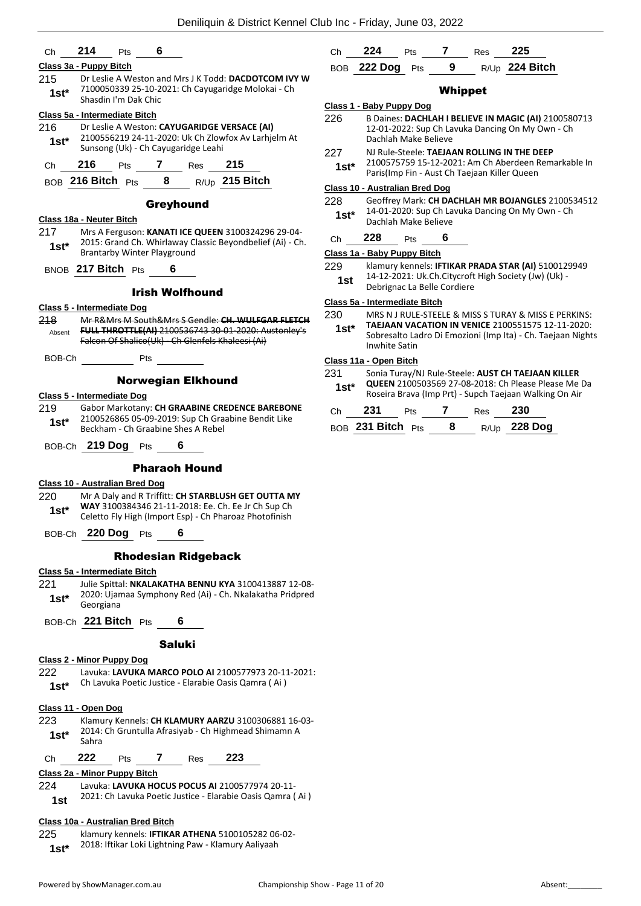Ch **214** Pts **6**

**Class 3a - Puppy Bitch**

215 Dr Leslie A Weston and Mrs J K Todd: **DACDOTCOM IVY W** 7100050339 25-10-2021: Ch Cayugaridge Molokai - Ch Shasdin I'm Dak Chic
**1st***

**Class 5a - Intermediate Bitch**

216 Dr Leslie A Weston: **CAYUGARIDGE VERSACE (AI)** 2100556219 24-11-2020: Uk Ch Zlowfox Av Larhjelm At Sunsong (Uk) - Ch Cayugaridge Leahi
**1st***

Ch **216** Pts **7** Res **215**

BOB **216 Bitch** Pts **8** R/Up **215 Bitch**

## Greyhound

**Class 18a - Neuter Bitch**

217 Mrs A Ferguson: **KANATI ICE QUEEN** 3100324296 29-04-2015: Grand Ch. Whirlaway Classic Beyondbelief (Ai) - Ch. Brantarby Winter Playground
**1st***

BNOB **217 Bitch** Pts **6**

## Irish Wolfhound

**Class 5 - Intermediate Dog**

~~218 Mr R&Mrs M South&Mrs S Gendle: **CH. WULFGAR FLETCH FULL THROTTLE(AI)** 2100536743 30-01-2020: Austonley's Falcon Of Shalico(Uk) - Ch Glenfels Khaleesi (Ai)~~
Absent

BOB-Ch ______ Pts ______

## Norwegian Elkhound

**Class 5 - Intermediate Dog**

219 Gabor Markotany: **CH GRAABINE CREDENCE BAREBONE** 2100526865 05-09-2019: Sup Ch Graabine Bendit Like Beckham - Ch Graabine Shes A Rebel
**1st***

BOB-Ch **219 Dog** Pts **6**

## Pharaoh Hound

**Class 10 - Australian Bred Dog**

220 Mr A Daly and R Triffitt: **CH STARBLUSH GET OUTTA MY WAY** 3100384346 21-11-2018: Ee. Ch. Ee Jr Ch Sup Ch Celetto Fly High (Import Esp) - Ch Pharoaz Photofinish
**1st***

BOB-Ch **220 Dog** Pts **6**

## Rhodesian Ridgeback

**Class 5a - Intermediate Bitch**

221 Julie Spittal: **NKALAKATHA BENNU KYA** 3100413887 12-08-2020: Ujamaa Symphony Red (Ai) - Ch. Nkalakatha Pridpred Georgiana
**1st***

BOB-Ch **221 Bitch** Pts **6**

## Saluki

**Class 2 - Minor Puppy Dog**

222 Lavuka: **LAVUKA MARCO POLO AI** 2100577973 20-11-2021: Ch Lavuka Poetic Justice - Elarabie Oasis Qamra ( Ai )
**1st***

**Class 11 - Open Dog**

223 Klamury Kennels: **CH KLAMURY AARZU** 3100306881 16-03-2014: Ch Gruntulla Afrasiyab - Ch Highmead Shimamn A Sahra
**1st***

Ch **222** Pts **7** Res **223**

**Class 2a - Minor Puppy Bitch**

224 Lavuka: **LAVUKA HOCUS POCUS AI** 2100577974 20-11-2021: Ch Lavuka Poetic Justice - Elarabie Oasis Qamra ( Ai )
**1st**

**Class 10a - Australian Bred Bitch**

225 klamury kennels: **IFTIKAR ATHENA** 5100105282 06-02-2018: Iftikar Loki Lightning Paw - Klamury Aaliyaah
**1st***

Ch **224** Pts **7** Res **225**

BOB **222 Dog** Pts **9** R/Up **224 Bitch**

## Whippet

**Class 1 - Baby Puppy Dog**

226 B Daines: **DACHLAH I BELIEVE IN MAGIC (AI)** 2100580713 12-01-2022: Sup Ch Lavuka Dancing On My Own - Ch Dachlah Make Believe

227 NJ Rule-Steele: **TAEJAAN ROLLING IN THE DEEP** 2100575759 15-12-2021: Am Ch Aberdeen Remarkable In Paris(Imp Fin - Aust Ch Taejaan Killer Queen
**1st***

**Class 10 - Australian Bred Dog**

228 Geoffrey Mark: **CH DACHLAH MR BOJANGLES** 2100534512 14-01-2020: Sup Ch Lavuka Dancing On My Own - Ch Dachlah Make Believe
**1st***

Ch **228** Pts **6**

**Class 1a - Baby Puppy Bitch**

229 klamury kennels: **IFTIKAR PRADA STAR (AI)** 5100129949 14-12-2021: Uk.Ch.Citycroft High Society (Jw) (Uk) - Debrignac La Belle Cordiere
**1st**

**Class 5a - Intermediate Bitch**

230 MRS N J RULE-STEELE & MISS S TURAY & MISS E PERKINS: **TAEJAAN VACATION IN VENICE** 2100551575 12-11-2020: Sobresalto Ladro Di Emozioni (Imp Ita) - Ch. Taejaan Nights Inwhite Satin
**1st***

**Class 11a - Open Bitch**

231 Sonia Turay/NJ Rule-Steele: **AUST CH TAEJAAN KILLER QUEEN** 2100503569 27-08-2018: Ch Please Please Me Da Roseira Brava (Imp Prt) - Supch Taejaan Walking On Air
**1st***

Ch **231** Pts **7** Res **230**

BOB **231 Bitch** Pts **8** R/Up **228 Dog**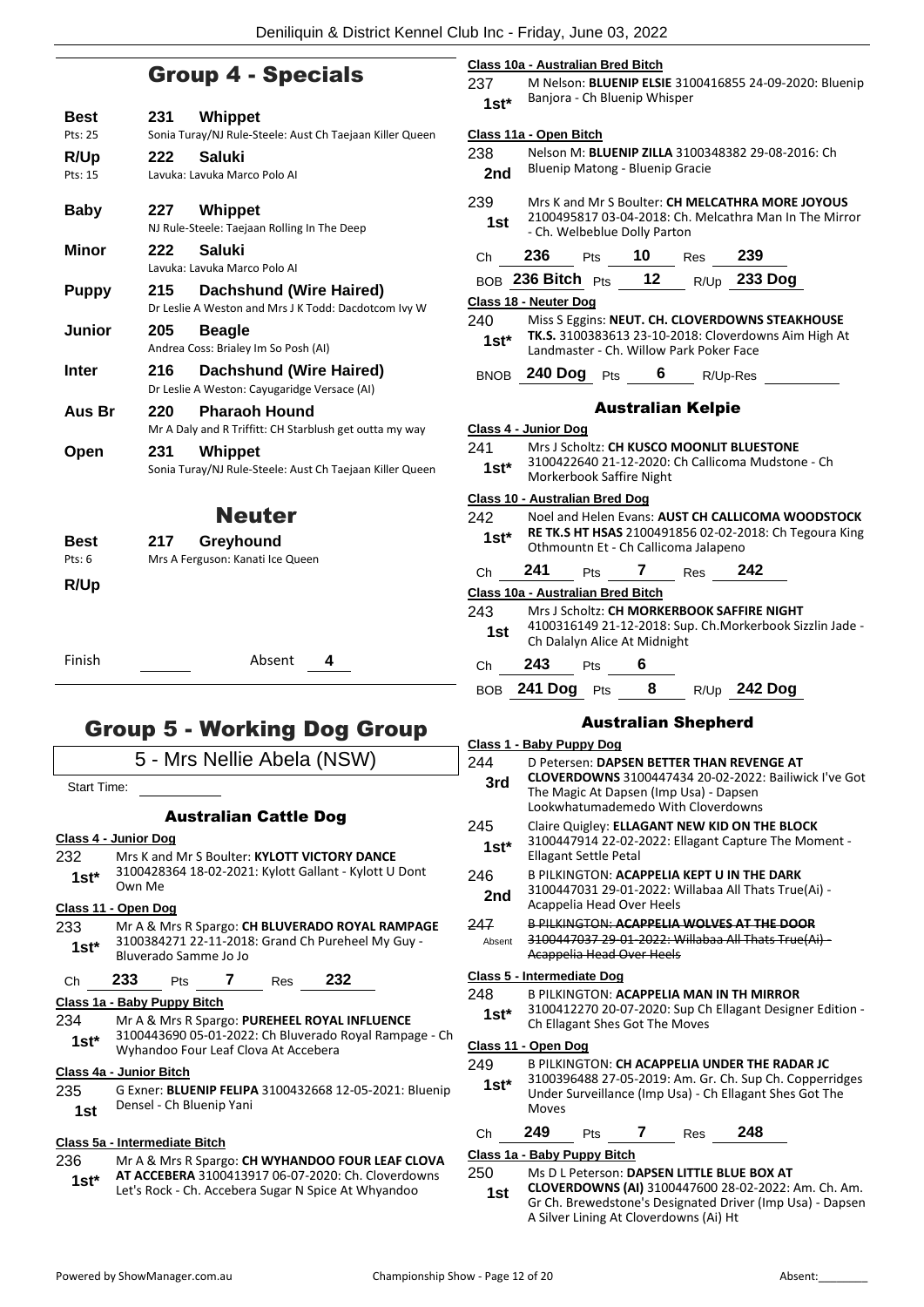## Group 4 - Specials

**Best** 231 **Whippet**
Pts: 25
Sonia Turay/NJ Rule-Steele: Aust Ch Taejaan Killer Queen

**R/Up** 222 **Saluki**
Pts: 15
Lavuka: Lavuka Marco Polo AI

**Baby** 227 **Whippet**
NJ Rule-Steele: Taejaan Rolling In The Deep

**Minor** 222 **Saluki**
Lavuka: Lavuka Marco Polo AI

**Puppy** 215 **Dachshund (Wire Haired)**
Dr Leslie A Weston and Mrs J K Todd: Dacdotcom Ivy W

**Junior** 205 **Beagle**
Andrea Coss: Brialey Im So Posh (AI)

**Inter** 216 **Dachshund (Wire Haired)**
Dr Leslie A Weston: Cayugaridge Versace (AI)

**Aus Br** 220 **Pharaoh Hound**
Mr A Daly and R Triffitt: CH Starblush get outta my way

**Open** 231 **Whippet**
Sonia Turay/NJ Rule-Steele: Aust Ch Taejaan Killer Queen

## Neuter

**Best** 217 **Greyhound**
Pts: 6
Mrs A Ferguson: Kanati Ice Queen

**R/Up**

Finish ______ Absent 4

# Group 5 - Working Dog Group

5 - Mrs Nellie Abela (NSW)

Start Time: ______

### Australian Cattle Dog

**Class 4 - Junior Dog**

232 1st* Mrs K and Mr S Boulter: **KYLOTT VICTORY DANCE** 3100428364 18-02-2021: Kylott Gallant - Kylott U Dont Own Me

**Class 11 - Open Dog**

233 1st* Mr A & Mrs R Spargo: **CH BLUVERADO ROYAL RAMPAGE** 3100384271 22-11-2018: Grand Ch Pureheel My Guy - Bluverado Samme Jo Jo

Ch 233 Pts 7 Res 232

**Class 1a - Baby Puppy Bitch**

234 1st* Mr A & Mrs R Spargo: **PUREHEEL ROYAL INFLUENCE** 3100443690 05-01-2022: Ch Bluverado Royal Rampage - Ch Wyhandoo Four Leaf Clova At Accebera

**Class 4a - Junior Bitch**

235 1st G Exner: **BLUENIP FELIPA** 3100432668 12-05-2021: Bluenip Densel - Ch Bluenip Yani

**Class 5a - Intermediate Bitch**

236 1st* Mr A & Mrs R Spargo: **CH WYHANDOO FOUR LEAF CLOVA AT ACCEBERA** 3100413917 06-07-2020: Ch. Cloverdowns Let's Rock - Ch. Accebera Sugar N Spice At Whyandoo

**Class 10a - Australian Bred Bitch**

237 1st* M Nelson: **BLUENIP ELSIE** 3100416855 24-09-2020: Bluenip Banjora - Ch Bluenip Whisper

**Class 11a - Open Bitch**

238 2nd Nelson M: **BLUENIP ZILLA** 3100348382 29-08-2016: Ch Bluenip Matong - Bluenip Gracie

239 1st Mrs K and Mr S Boulter: **CH MELCATHRA MORE JOYOUS** 2100495817 03-04-2018: Ch. Melcathra Man In The Mirror - Ch. Welbeblue Dolly Parton

Ch 236 Pts 10 Res 239

BOB 236 Bitch Pts 12 R/Up 233 Dog

**Class 18 - Neuter Dog**

240 1st* Miss S Eggins: **NEUT. CH. CLOVERDOWNS STEAKHOUSE TK.S.** 3100383613 23-10-2018: Cloverdowns Aim High At Landmaster - Ch. Willow Park Poker Face

BNOB 240 Dog Pts 6 R/Up-Res ______

### Australian Kelpie

**Class 4 - Junior Dog**

241 1st* Mrs J Scholtz: **CH KUSCO MOONLIT BLUESTONE** 3100422640 21-12-2020: Ch Callicoma Mudstone - Ch Morkerbook Saffire Night

**Class 10 - Australian Bred Dog**

242 1st* Noel and Helen Evans: **AUST CH CALLICOMA WOODSTOCK RE TK.S HT HSAS** 2100491856 02-02-2018: Ch Tegoura King Othmountn Et - Ch Callicoma Jalapeno

Ch 241 Pts 7 Res 242

**Class 10a - Australian Bred Bitch**

243 1st Mrs J Scholtz: **CH MORKERBOOK SAFFIRE NIGHT** 4100316149 21-12-2018: Sup. Ch.Morkerbook Sizzlin Jade - Ch Dalalyn Alice At Midnight

Ch 243 Pts 6

BOB 241 Dog Pts 8 R/Up 242 Dog

### Australian Shepherd

**Class 1 - Baby Puppy Dog**

244 3rd D Petersen: **DAPSEN BETTER THAN REVENGE AT CLOVERDOWNS** 3100447434 20-02-2022: Bailiwick I've Got The Magic At Dapsen (Imp Usa) - Dapsen Lookwhatumademedo With Cloverdowns

245 1st* Claire Quigley: **ELLAGANT NEW KID ON THE BLOCK** 3100447914 22-02-2022: Ellagant Capture The Moment - Ellagant Settle Petal

246 2nd B PILKINGTON: **ACAPPELIA KEPT U IN THE DARK** 3100447031 29-01-2022: Willabaa All Thats True(Ai) - Acappelia Head Over Heels

247 Absent ~~B PILKINGTON: **ACAPPELIA WOLVES AT THE DOOR** 3100447037 29-01-2022: Willabaa All Thats True(Ai) - Acappelia Head Over Heels~~

**Class 5 - Intermediate Dog**

248 1st* B PILKINGTON: **ACAPPELIA MAN IN TH MIRROR** 3100412270 20-07-2020: Sup Ch Ellagant Designer Edition - Ch Ellagant Shes Got The Moves

**Class 11 - Open Dog**

249 1st* B PILKINGTON: **CH ACAPPELIA UNDER THE RADAR JC** 3100396488 27-05-2019: Am. Gr. Ch. Sup Ch. Copperridges Under Surveillance (Imp Usa) - Ch Ellagant Shes Got The Moves

Ch 249 Pts 7 Res 248

**Class 1a - Baby Puppy Bitch**

250 1st Ms D L Peterson: **DAPSEN LITTLE BLUE BOX AT CLOVERDOWNS (AI)** 3100447600 28-02-2022: Am. Ch. Am. Gr Ch. Brewedstone's Designated Driver (Imp Usa) - Dapsen A Silver Lining At Cloverdowns (Ai) Ht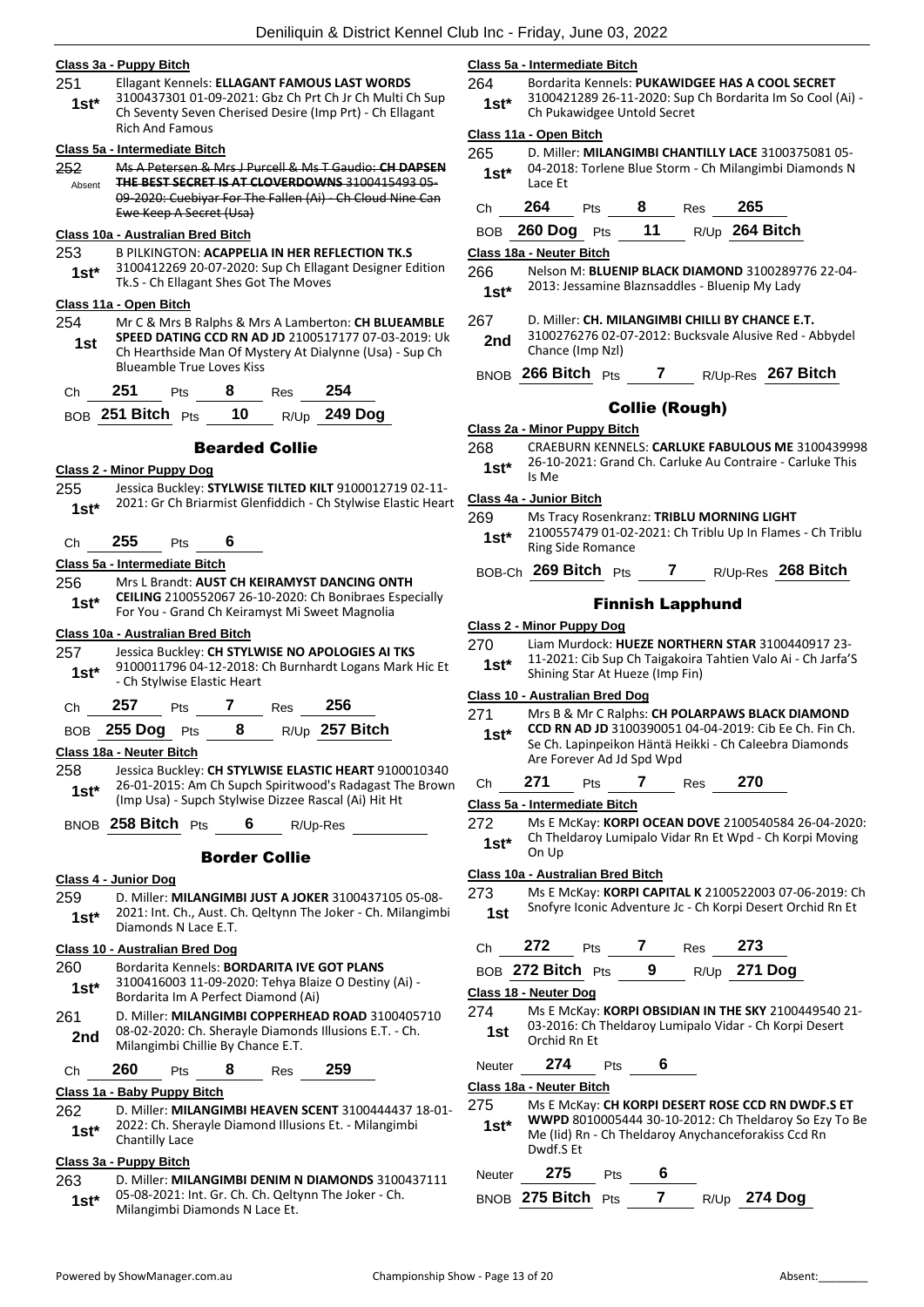**Class 3a - Puppy Bitch**

251 Ellagant Kennels: **ELLAGANT FAMOUS LAST WORDS** 3100437301 01-09-2021: Gbz Ch Prt Ch Jr Ch Multi Ch Sup Ch Seventy Seven Cherised Desire (Imp Prt) - Ch Ellagant Rich And Famous
**1st***

**Class 5a - Intermediate Bitch**

252 ~~Ms A Petersen & Mrs J Purcell & Ms T Gaudio: **CH DAPSEN THE BEST SECRET IS AT CLOVERDOWNS** 3100415493 05-09-2020: Cuebiyar For The Fallen (Ai) - Ch Cloud Nine Can Ewe Keep A Secret (Usa)~~
Absent

**Class 10a - Australian Bred Bitch**

253 B PILKINGTON: **ACAPPELIA IN HER REFLECTION TK.S** 3100412269 20-07-2020: Sup Ch Ellagant Designer Edition Tk.S - Ch Ellagant Shes Got The Moves
**1st***

**Class 11a - Open Bitch**

254 Mr C & Mrs B Ralphs & Mrs A Lamberton: **CH BLUEAMBLE SPEED DATING CCD RN AD JD** 2100517177 07-03-2019: Uk Ch Hearthside Man Of Mystery At Dialynne (Usa) - Sup Ch Blueamble True Loves Kiss
**1st**

Ch **251** Pts **8** Res **254**

BOB **251 Bitch** Pts **10** R/Up **249 Dog**

## Bearded Collie

**Class 2 - Minor Puppy Dog**

255 Jessica Buckley: **STYLWISE TILTED KILT** 9100012719 02-11-2021: Gr Ch Briarmist Glenfiddich - Ch Stylwise Elastic Heart
**1st***

Ch **255** Pts **6**

**Class 5a - Intermediate Bitch**

256 Mrs L Brandt: **AUST CH KEIRAMYST DANCING ONTH CEILING** 2100552067 26-10-2020: Ch Bonibraes Especially For You - Grand Ch Keiramyst Mi Sweet Magnolia
**1st***

**Class 10a - Australian Bred Bitch**

257 Jessica Buckley: **CH STYLWISE NO APOLOGIES AI TKS** 9100011796 04-12-2018: Ch Burnhardt Logans Mark Hic Et - Ch Stylwise Elastic Heart
**1st***

Ch **257** Pts **7** Res **256**

BOB **255 Dog** Pts **8** R/Up **257 Bitch**

**Class 18a - Neuter Bitch**

258 Jessica Buckley: **CH STYLWISE ELASTIC HEART** 9100010340 26-01-2015: Am Ch Supch Spiritwood's Radagast The Brown (Imp Usa) - Supch Stylwise Dizzee Rascal (Ai) Hit Ht
**1st***

BNOB **258 Bitch** Pts **6** R/Up-Res

## Border Collie

**Class 4 - Junior Dog**

259 D. Miller: **MILANGIMBI JUST A JOKER** 3100437105 05-08-2021: Int. Ch., Aust. Ch. Qeltynn The Joker - Ch. Milangimbi Diamonds N Lace E.T.
**1st***

**Class 10 - Australian Bred Dog**

260 Bordarita Kennels: **BORDARITA IVE GOT PLANS** 3100416003 11-09-2020: Tehya Blaize O Destiny (Ai) - Bordarita Im A Perfect Diamond (Ai)
**1st***

261 D. Miller: **MILANGIMBI COPPERHEAD ROAD** 3100405710 08-02-2020: Ch. Sherayle Diamonds Illusions E.T. - Ch. Milangimbi Chillie By Chance E.T.
**2nd**

Ch **260** Pts **8** Res **259**

**Class 1a - Baby Puppy Bitch**

262 D. Miller: **MILANGIMBI HEAVEN SCENT** 3100444437 18-01-2022: Ch. Sherayle Diamond Illusions Et. - Milangimbi Chantilly Lace
**1st***

**Class 3a - Puppy Bitch**

263 D. Miller: **MILANGIMBI DENIM N DIAMONDS** 3100437111 05-08-2021: Int. Gr. Ch. Ch. Qeltynn The Joker - Ch. Milangimbi Diamonds N Lace Et.
**1st***

**Class 5a - Intermediate Bitch**

264 Bordarita Kennels: **PUKAWIDGEE HAS A COOL SECRET** 3100421289 26-11-2020: Sup Ch Bordarita Im So Cool (Ai) - Ch Pukawidgee Untold Secret
**1st***

**Class 11a - Open Bitch**

265 D. Miller: **MILANGIMBI CHANTILLY LACE** 3100375081 05-04-2018: Torlene Blue Storm - Ch Milangimbi Diamonds N Lace Et
**1st***

Ch **264** Pts **8** Res **265**

BOB **260 Dog** Pts **11** R/Up **264 Bitch**

**Class 18a - Neuter Bitch**

266 Nelson M: **BLUENIP BLACK DIAMOND** 3100289776 22-04-2013: Jessamine Blaznsaddles - Bluenip My Lady
**1st***

267 D. Miller: **CH. MILANGIMBI CHILLI BY CHANCE E.T.** 3100276276 02-07-2012: Bucksvale Alusive Red - Abbydel Chance (Imp Nzl)
**2nd**

BNOB **266 Bitch** Pts **7** R/Up-Res **267 Bitch**

## Collie (Rough)

**Class 2a - Minor Puppy Bitch**

268 CRAEBURN KENNELS: **CARLUKE FABULOUS ME** 3100439998 26-10-2021: Grand Ch. Carluke Au Contraire - Carluke This Is Me
**1st***

**Class 4a - Junior Bitch**

269 Ms Tracy Rosenkranz: **TRIBLU MORNING LIGHT** 2100557479 01-02-2021: Ch Triblu Up In Flames - Ch Triblu Ring Side Romance
**1st***

BOB-Ch **269 Bitch** Pts **7** R/Up-Res **268 Bitch**

## Finnish Lapphund

**Class 2 - Minor Puppy Dog**

270 Liam Murdock: **HUEZE NORTHERN STAR** 3100440917 23-11-2021: Cib Sup Ch Taigakoira Tahtien Valo Ai - Ch Jarfa'S Shining Star At Hueze (Imp Fin)
**1st***

**Class 10 - Australian Bred Dog**

271 Mrs B & Mr C Ralphs: **CH POLARPAWS BLACK DIAMOND CCD RN AD JD** 3100390051 04-04-2019: Cib Ee Ch. Fin Ch. Se Ch. Lapinpeikon Häntä Heikki - Ch Caleebra Diamonds Are Forever Ad Jd Spd Wpd
**1st***

Ch **271** Pts **7** Res **270**

**Class 5a - Intermediate Bitch**

272 Ms E McKay: **KORPI OCEAN DOVE** 2100540584 26-04-2020: Ch Theldaroy Lumipalo Vidar Rn Et Wpd - Ch Korpi Moving On Up
**1st***

**Class 10a - Australian Bred Bitch**

273 Ms E McKay: **KORPI CAPITAL K** 2100522003 07-06-2019: Ch Snofyre Iconic Adventure Jc - Ch Korpi Desert Orchid Rn Et
**1st**

Ch **272** Pts **7** Res **273**

BOB **272 Bitch** Pts **9** R/Up **271 Dog**

**Class 18 - Neuter Dog**

274 Ms E McKay: **KORPI OBSIDIAN IN THE SKY** 2100449540 21-03-2016: Ch Theldaroy Lumipalo Vidar - Ch Korpi Desert Orchid Rn Et
**1st**

Neuter **274** Pts **6**

**Class 18a - Neuter Bitch**

275 Ms E McKay: **CH KORPI DESERT ROSE CCD RN DWDF.S ET WWPD** 8010005444 30-10-2012: Ch Theldaroy So Ezy To Be Me (Iid) Rn - Ch Theldaroy Anychanceforakiss Ccd Rn Dwdf.S Et
**1st***

Neuter **275** Pts **6**

BNOB **275 Bitch** Pts **7** R/Up **274 Dog**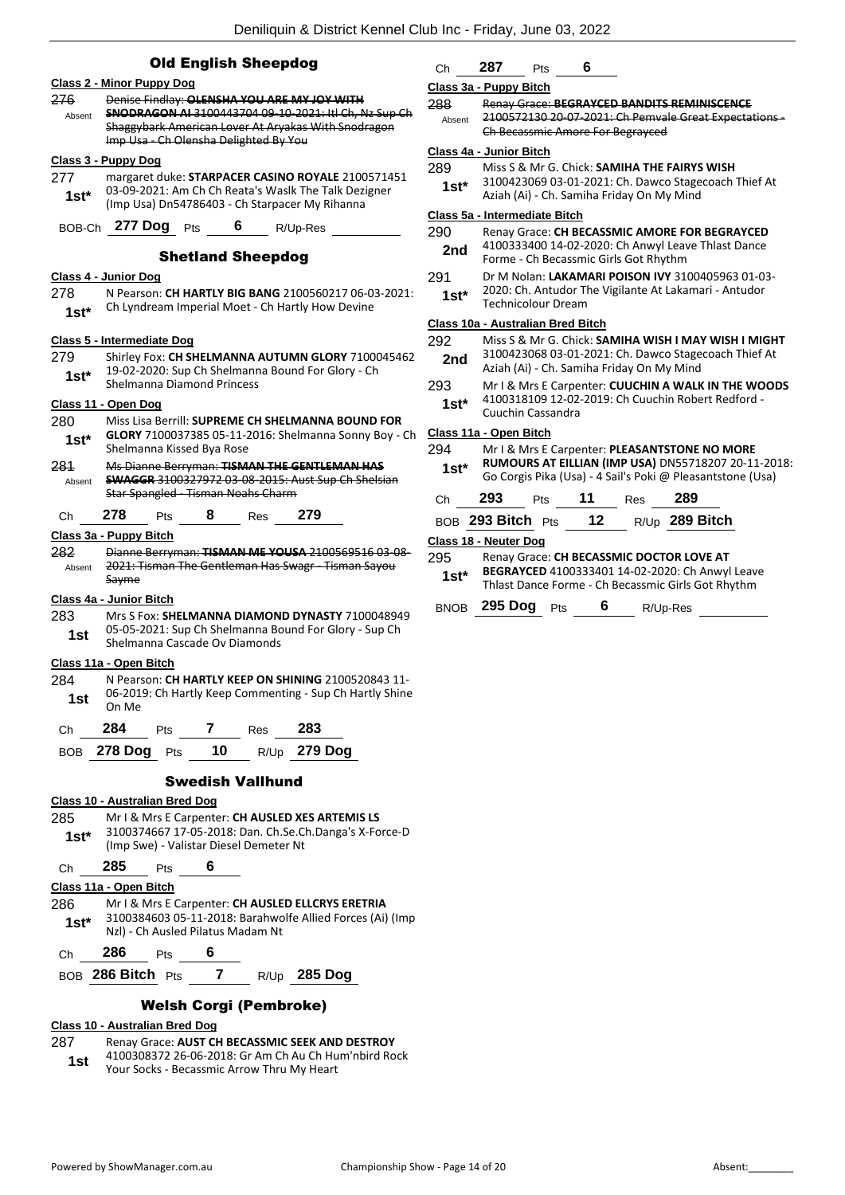## Old English Sheepdog

**Class 2 - Minor Puppy Dog**

276 Absent ~~Denise Findlay: **OLENSHA YOU ARE MY JOY WITH SNODRAGON AI** 3100443704 09-10-2021: Itl Ch, Nz Sup Ch Shaggybark American Lover At Aryakas With Snodragon Imp Usa - Ch Olensha Delighted By You~~

**Class 3 - Puppy Dog**

277 1st* margaret duke: **STARPACER CASINO ROYALE** 2100571451 03-09-2021: Am Ch Ch Reata's Waslk The Talk Dezigner (Imp Usa) Dn54786403 - Ch Starpacer My Rihanna

BOB-Ch **277 Dog** Pts **6** R/Up-Res

## Shetland Sheepdog

**Class 4 - Junior Dog**

278 1st* N Pearson: **CH HARTLY BIG BANG** 2100560217 06-03-2021: Ch Lyndream Imperial Moet - Ch Hartly How Devine

**Class 5 - Intermediate Dog**

279 1st* Shirley Fox: **CH SHELMANNA AUTUMN GLORY** 7100045462 19-02-2020: Sup Ch Shelmanna Bound For Glory - Ch Shelmanna Diamond Princess

**Class 11 - Open Dog**

280 1st* Miss Lisa Berrill: **SUPREME CH SHELMANNA BOUND FOR GLORY** 7100037385 05-11-2016: Shelmanna Sonny Boy - Ch Shelmanna Kissed Bya Rose

281 Absent ~~Ms Dianne Berryman: **TISMAN THE GENTLEMAN HAS SWAGGR** 3100327972 03-08-2015: Aust Sup Ch Shelsian Star Spangled - Tisman Noahs Charm~~

Ch **278** Pts **8** Res **279**

**Class 3a - Puppy Bitch**

282 Absent ~~Dianne Berryman: **TISMAN ME YOUSA** 2100569516 03-08-2021: Tisman The Gentleman Has Swagr - Tisman Sayou Sayme~~

**Class 4a - Junior Bitch**

283 1st Mrs S Fox: **SHELMANNA DIAMOND DYNASTY** 7100048949 05-05-2021: Sup Ch Shelmanna Bound For Glory - Sup Ch Shelmanna Cascade Ov Diamonds

**Class 11a - Open Bitch**

284 1st N Pearson: **CH HARTLY KEEP ON SHINING** 2100520843 11-06-2019: Ch Hartly Keep Commenting - Sup Ch Hartly Shine On Me

Ch **284** Pts **7** Res **283**

BOB **278 Dog** Pts **10** R/Up **279 Dog**

## Swedish Vallhund

**Class 10 - Australian Bred Dog**

285 1st* Mr I & Mrs E Carpenter: **CH AUSLED XES ARTEMIS LS** 3100374667 17-05-2018: Dan. Ch.Se.Ch.Danga's X-Force-D (Imp Swe) - Valistar Diesel Demeter Nt

Ch **285** Pts **6**

**Class 11a - Open Bitch**

286 1st* Mr I & Mrs E Carpenter: **CH AUSLED ELLCRYS ERETRIA** 3100384603 05-11-2018: Barahwolfe Allied Forces (Ai) (Imp Nzl) - Ch Ausled Pilatus Madam Nt

Ch **286** Pts **6**

BOB **286 Bitch** Pts **7** R/Up **285 Dog**

## Welsh Corgi (Pembroke)

**Class 10 - Australian Bred Dog**

287 1st Renay Grace: **AUST CH BECASSMIC SEEK AND DESTROY** 4100308372 26-06-2018: Gr Am Ch Au Ch Hum'nbird Rock Your Socks - Becassmic Arrow Thru My Heart

Ch **287** Pts **6**

**Class 3a - Puppy Bitch**

288 Absent ~~Renay Grace: **BEGRAYCED BANDITS REMINISCENCE** 2100572130 20-07-2021: Ch Pemvale Great Expectations - Ch Becassmic Amore For Begrayced~~

**Class 4a - Junior Bitch**

289 1st* Miss S & Mr G. Chick: **SAMIHA THE FAIRYS WISH** 3100423069 03-01-2021: Ch. Dawco Stagecoach Thief At Aziah (Ai) - Ch. Samiha Friday On My Mind

**Class 5a - Intermediate Bitch**

290 2nd Renay Grace: **CH BECASSMIC AMORE FOR BEGRAYCED** 4100333400 14-02-2020: Ch Anwyl Leave Thlast Dance Forme - Ch Becassmic Girls Got Rhythm

291 1st* Dr M Nolan: **LAKAMARI POISON IVY** 3100405963 01-03-2020: Ch. Antudor The Vigilante At Lakamari - Antudor Technicolour Dream

**Class 10a - Australian Bred Bitch**

292 2nd Miss S & Mr G. Chick: **SAMIHA WISH I MAY WISH I MIGHT** 3100423068 03-01-2021: Ch. Dawco Stagecoach Thief At Aziah (Ai) - Ch. Samiha Friday On My Mind

293 1st* Mr I & Mrs E Carpenter: **CUUCHIN A WALK IN THE WOODS** 4100318109 12-02-2019: Ch Cuuchin Robert Redford - Cuuchin Cassandra

**Class 11a - Open Bitch**

294 1st* Mr I & Mrs E Carpenter: **PLEASANTSTONE NO MORE RUMOURS AT EILLIAN (IMP USA)** DN55718207 20-11-2018: Go Corgis Pika (Usa) - 4 Sail's Poki @ Pleasantstone (Usa)

Ch **293** Pts **11** Res **289**

BOB **293 Bitch** Pts **12** R/Up **289 Bitch**

**Class 18 - Neuter Dog**

295 1st* Renay Grace: **CH BECASSMIC DOCTOR LOVE AT BEGRAYCED** 4100333401 14-02-2020: Ch Anwyl Leave Thlast Dance Forme - Ch Becassmic Girls Got Rhythm

BNOB **295 Dog** Pts **6** R/Up-Res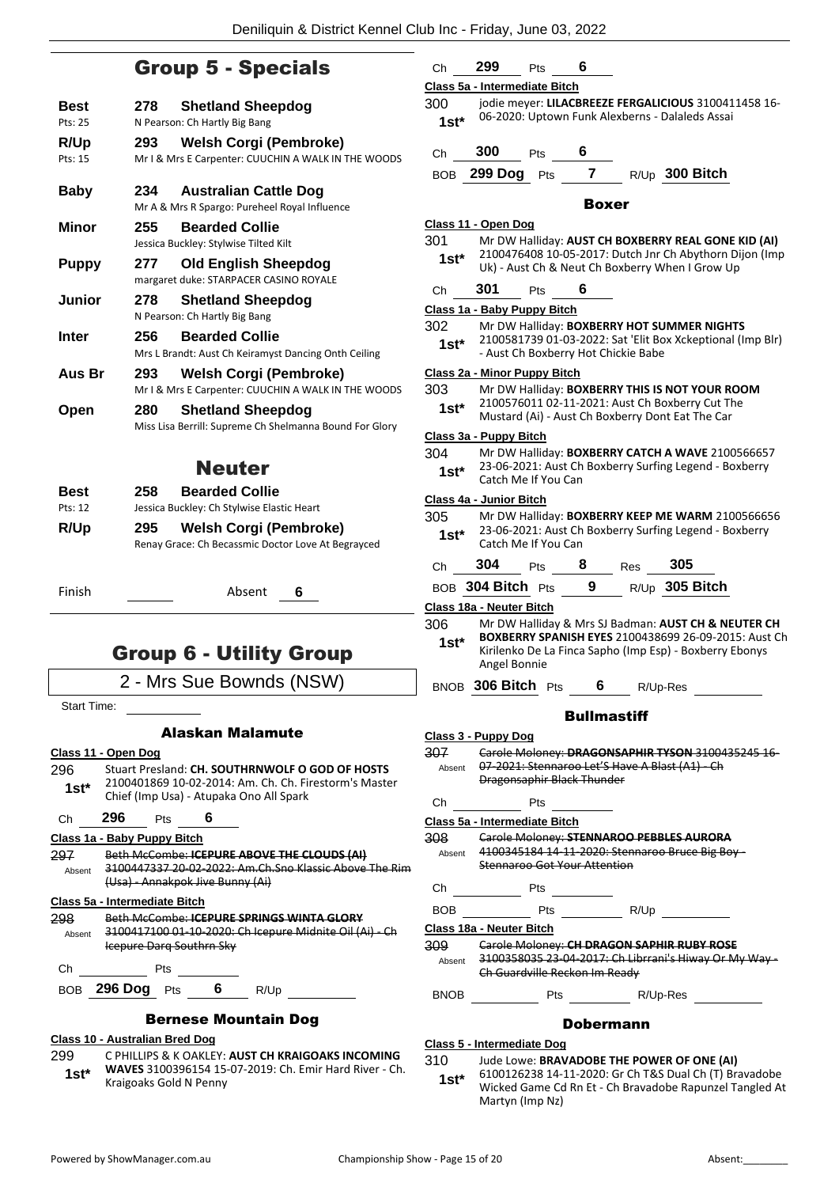## Group 5 - Specials

| | | |
|---|---|---|
| **Best** Pts: 25 | **278** | **Shetland Sheepdog** N Pearson: Ch Hartly Big Bang |
| **R/Up** Pts: 15 | **293** | **Welsh Corgi (Pembroke)** Mr I & Mrs E Carpenter: CUUCHIN A WALK IN THE WOODS |
| **Baby** | **234** | **Australian Cattle Dog** Mr A & Mrs R Spargo: Pureheel Royal Influence |
| **Minor** | **255** | **Bearded Collie** Jessica Buckley: Stylwise Tilted Kilt |
| **Puppy** | **277** | **Old English Sheepdog** margaret duke: STARPACER CASINO ROYALE |
| **Junior** | **278** | **Shetland Sheepdog** N Pearson: Ch Hartly Big Bang |
| **Inter** | **256** | **Bearded Collie** Mrs L Brandt: Aust Ch Keiramyst Dancing Onth Ceiling |
| **Aus Br** | **293** | **Welsh Corgi (Pembroke)** Mr I & Mrs E Carpenter: CUUCHIN A WALK IN THE WOODS |
| **Open** | **280** | **Shetland Sheepdog** Miss Lisa Berrill: Supreme Ch Shelmanna Bound For Glory |

## Neuter

| | | |
|---|---|---|
| **Best** Pts: 12 | **258** | **Bearded Collie** Jessica Buckley: Ch Stylwise Elastic Heart |
| **R/Up** | **295** | **Welsh Corgi (Pembroke)** Renay Grace: Ch Becassmic Doctor Love At Begrayced |

Finish Absent 6

## Group 6 - Utility Group

2 - Mrs Sue Bownds (NSW)

Start Time:

### Alaskan Malamute

**Class 11 - Open Dog**

296 1st* Stuart Presland: **CH. SOUTHRNWOLF O GOD OF HOSTS** 2100401869 10-02-2014: Am. Ch. Ch. Firestorm's Master Chief (Imp Usa) - Atupaka Ono All Spark

Ch 296 Pts 6

**Class 1a - Baby Puppy Bitch**

297 Absent ~~Beth McCombe: **ICEPURE ABOVE THE CLOUDS (AI)** 3100447337 20-02-2022: Am.Ch.Sno Klassic Above The Rim (Usa) - Annakpok Jive Bunny (Ai)~~

**Class 5a - Intermediate Bitch**

298 Absent ~~Beth McCombe: **ICEPURE SPRINGS WINTA GLORY** 3100417100 01-10-2020: Ch Icepure Midnite Oil (Ai) - Ch Icepure Darq Southrn Sky~~

Ch Pts

BOB 296 Dog Pts 6 R/Up

### Bernese Mountain Dog

**Class 10 - Australian Bred Dog**

299 1st* C PHILLIPS & K OAKLEY: **AUST CH KRAIGOAKS INCOMING WAVES** 3100396154 15-07-2019: Ch. Emir Hard River - Ch. Kraigoaks Gold N Penny

Ch 299 Pts 6

**Class 5a - Intermediate Bitch**

300 1st* jodie meyer: **LILACBREEZE FERGALICIOUS** 3100411458 16-06-2020: Uptown Funk Alexberns - Dalaleds Assai

Ch 300 Pts 6

BOB 299 Dog Pts 7 R/Up 300 Bitch

### Boxer

**Class 11 - Open Dog**

301 1st* Mr DW Halliday: **AUST CH BOXBERRY REAL GONE KID (AI)** 2100476408 10-05-2017: Dutch Jnr Ch Abythorn Dijon (Imp Uk) - Aust Ch & Neut Ch Boxberry When I Grow Up

Ch 301 Pts 6

**Class 1a - Baby Puppy Bitch**

302 1st* Mr DW Halliday: **BOXBERRY HOT SUMMER NIGHTS** 2100581739 01-03-2022: Sat 'Elit Box Xckeptional (Imp Blr) - Aust Ch Boxberry Hot Chickie Babe

**Class 2a - Minor Puppy Bitch**

303 1st* Mr DW Halliday: **BOXBERRY THIS IS NOT YOUR ROOM** 2100576011 02-11-2021: Aust Ch Boxberry Cut The Mustard (Ai) - Aust Ch Boxberry Dont Eat The Car

**Class 3a - Puppy Bitch**

304 1st* Mr DW Halliday: **BOXBERRY CATCH A WAVE** 2100566657 23-06-2021: Aust Ch Boxberry Surfing Legend - Boxberry Catch Me If You Can

**Class 4a - Junior Bitch**

305 1st* Mr DW Halliday: **BOXBERRY KEEP ME WARM** 2100566656 23-06-2021: Aust Ch Boxberry Surfing Legend - Boxberry Catch Me If You Can

Ch 304 Pts 8 Res 305

BOB 304 Bitch Pts 9 R/Up 305 Bitch

**Class 18a - Neuter Bitch**

306 1st* Mr DW Halliday & Mrs SJ Badman: **AUST CH & NEUTER CH BOXBERRY SPANISH EYES** 2100438699 26-09-2015: Aust Ch Kirilenko De La Finca Sapho (Imp Esp) - Boxberry Ebonys Angel Bonnie

BNOB 306 Bitch Pts 6 R/Up-Res

### Bullmastiff

**Class 3 - Puppy Dog**

307 Absent ~~Carole Moloney: **DRAGONSAPHIR TYSON** 3100435245 16-07-2021: Stennaroo Let'S Have A Blast (A1) - Ch Dragonsaphir Black Thunder~~

Ch Pts

**Class 5a - Intermediate Bitch**

308 Absent ~~Carole Moloney: **STENNAROO PEBBLES AURORA** 4100345184 14-11-2020: Stennaroo Bruce Big Boy - Stennaroo Got Your Attention~~

Ch Pts

BOB Pts R/Up

**Class 18a - Neuter Bitch**

309 Absent ~~Carole Moloney: **CH DRAGON SAPHIR RUBY ROSE** 3100358035 23-04-2017: Ch Librrani's Hiway Or My Way - Ch Guardville Reckon Im Ready~~

BNOB Pts R/Up-Res

### Dobermann

**Class 5 - Intermediate Dog**

310 1st* Jude Lowe: **BRAVADOBE THE POWER OF ONE (AI)** 6100126238 14-11-2020: Gr Ch T&S Dual Ch (T) Bravadobe Wicked Game Cd Rn Et - Ch Bravadobe Rapunzel Tangled At Martyn (Imp Nz)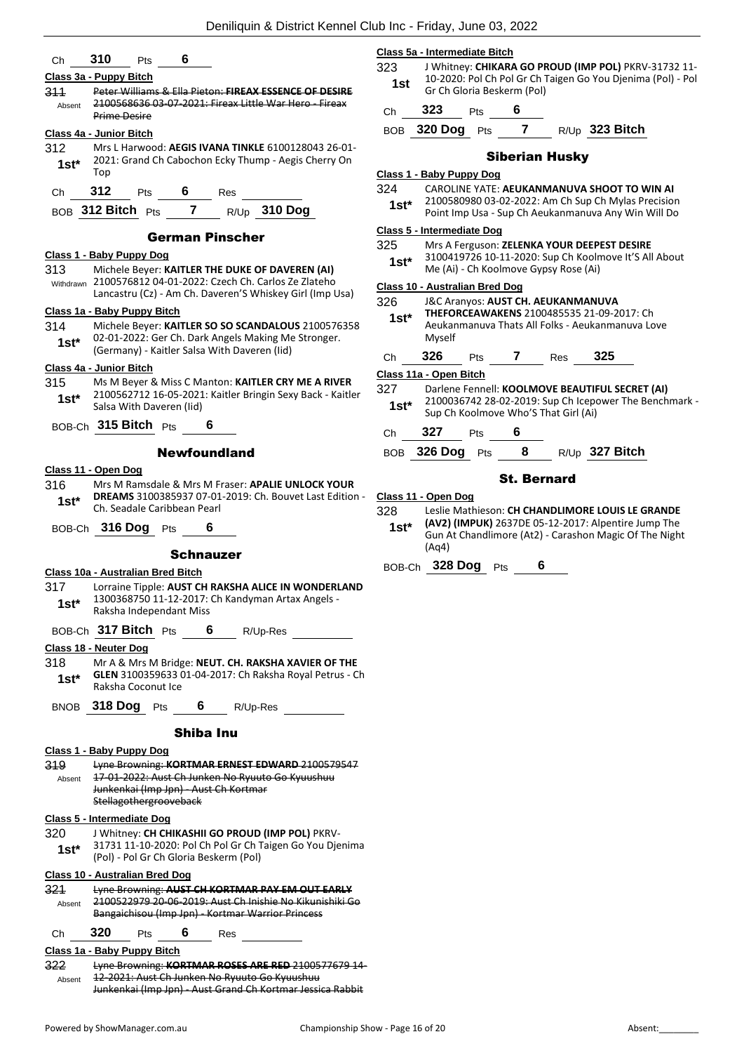Ch **310** Pts **6**

**Class 3a - Puppy Bitch**

311 Absent ~~Peter Williams & Ella Pieton: **FIREAX ESSENCE OF DESIRE** 2100568636 03-07-2021: Fireax Little War Hero - Fireax Prime Desire~~

**Class 4a - Junior Bitch**

312 **1st*** Mrs L Harwood: **AEGIS IVANA TINKLE** 6100128043 26-01-2021: Grand Ch Cabochon Ecky Thump - Aegis Cherry On Top

Ch **312** Pts **6** Res

BOB **312 Bitch** Pts **7** R/Up **310 Dog**

## German Pinscher

**Class 1 - Baby Puppy Dog**

313 Withdrawn Michele Beyer: **KAITLER THE DUKE OF DAVEREN (AI)** 2100576812 04-01-2022: Czech Ch. Carlos Ze Zlateho Lancastru (Cz) - Am Ch. Daveren'S Whiskey Girl (Imp Usa)

**Class 1a - Baby Puppy Bitch**

314 **1st*** Michele Beyer: **KAITLER SO SO SCANDALOUS** 2100576358 02-01-2022: Ger Ch. Dark Angels Making Me Stronger. (Germany) - Kaitler Salsa With Daveren (Iid)

**Class 4a - Junior Bitch**

315 **1st*** Ms M Beyer & Miss C Manton: **KAITLER CRY ME A RIVER** 2100562712 16-05-2021: Kaitler Bringin Sexy Back - Kaitler Salsa With Daveren (Iid)

BOB-Ch **315 Bitch** Pts **6**

## Newfoundland

**Class 11 - Open Dog**

316 **1st*** Mrs M Ramsdale & Mrs M Fraser: **APALIE UNLOCK YOUR DREAMS** 3100385937 07-01-2019: Ch. Bouvet Last Edition - Ch. Seadale Caribbean Pearl

BOB-Ch **316 Dog** Pts **6**

## Schnauzer

**Class 10a - Australian Bred Bitch**

317 **1st*** Lorraine Tipple: **AUST CH RAKSHA ALICE IN WONDERLAND** 1300368750 11-12-2017: Ch Kandyman Artax Angels - Raksha Independant Miss

BOB-Ch **317 Bitch** Pts **6** R/Up-Res

**Class 18 - Neuter Dog**

318 **1st*** Mr A & Mrs M Bridge: **NEUT. CH. RAKSHA XAVIER OF THE GLEN** 3100359633 01-04-2017: Ch Raksha Royal Petrus - Ch Raksha Coconut Ice

BNOB **318 Dog** Pts **6** R/Up-Res

## Shiba Inu

**Class 1 - Baby Puppy Dog**

319 Absent ~~Lyne Browning: **KORTMAR ERNEST EDWARD** 2100579547 17-01-2022: Aust Ch Junken No Ryuuto Go Kyuushuu Junkenkai (Imp Jpn) - Aust Ch Kortmar Stellagothergrooveback~~

**Class 5 - Intermediate Dog**

320 **1st*** J Whitney: **CH CHIKASHII GO PROUD (IMP POL)** PKRV-31731 11-10-2020: Pol Ch Pol Gr Ch Taigen Go You Djenima (Pol) - Pol Gr Ch Gloria Beskerm (Pol)

**Class 10 - Australian Bred Dog**

321 Absent ~~Lyne Browning: **AUST CH KORTMAR PAY EM OUT EARLY** 2100522979 20-06-2019: Aust Ch Inishie No Kikunishiki Go Bangaichisou (Imp Jpn) - Kortmar Warrior Princess~~

Ch **320** Pts **6** Res

**Class 1a - Baby Puppy Bitch**

322 Absent ~~Lyne Browning: **KORTMAR ROSES ARE RED** 2100577679 14-12-2021: Aust Ch Junken No Ryuuto Go Kyuushuu Junkenkai (Imp Jpn) - Aust Grand Ch Kortmar Jessica Rabbit~~

**Class 5a - Intermediate Bitch**

323 **1st** J Whitney: **CHIKARA GO PROUD (IMP POL)** PKRV-31732 11-10-2020: Pol Ch Pol Gr Ch Taigen Go You Djenima (Pol) - Pol Gr Ch Gloria Beskerm (Pol)

Ch **323** Pts **6**

BOB **320 Dog** Pts **7** R/Up **323 Bitch**

## Siberian Husky

**Class 1 - Baby Puppy Dog**

324 **1st*** CAROLINE YATE: **AEUKANMANUVA SHOOT TO WIN AI** 2100580980 03-02-2022: Am Ch Sup Ch Mylas Precision Point Imp Usa - Sup Ch Aeukanmanuva Any Win Will Do

**Class 5 - Intermediate Dog**

325 **1st*** Mrs A Ferguson: **ZELENKA YOUR DEEPEST DESIRE** 3100419726 10-11-2020: Sup Ch Koolmove It'S All About Me (Ai) - Ch Koolmove Gypsy Rose (Ai)

**Class 10 - Australian Bred Dog**

326 **1st*** J&C Aranyos: **AUST CH. AEUKANMANUVA THEFORCEAWAKENS** 2100485535 21-09-2017: Ch Aeukanmanuva Thats All Folks - Aeukanmanuva Love Myself

Ch **326** Pts **7** Res **325**

**Class 11a - Open Bitch**

327 **1st*** Darlene Fennell: **KOOLMOVE BEAUTIFUL SECRET (AI)** 2100036742 28-02-2019: Sup Ch Icepower The Benchmark - Sup Ch Koolmove Who'S That Girl (Ai)

Ch **327** Pts **6**

BOB **326 Dog** Pts **8** R/Up **327 Bitch**

## St. Bernard

**Class 11 - Open Dog**

328 **1st*** Leslie Mathieson: **CH CHANDLIMORE LOUIS LE GRANDE (AV2) (IMPUK)** 2637DE 05-12-2017: Alpentire Jump The Gun At Chandlimore (At2) - Carashon Magic Of The Night (Aq4)

BOB-Ch **328 Dog** Pts **6**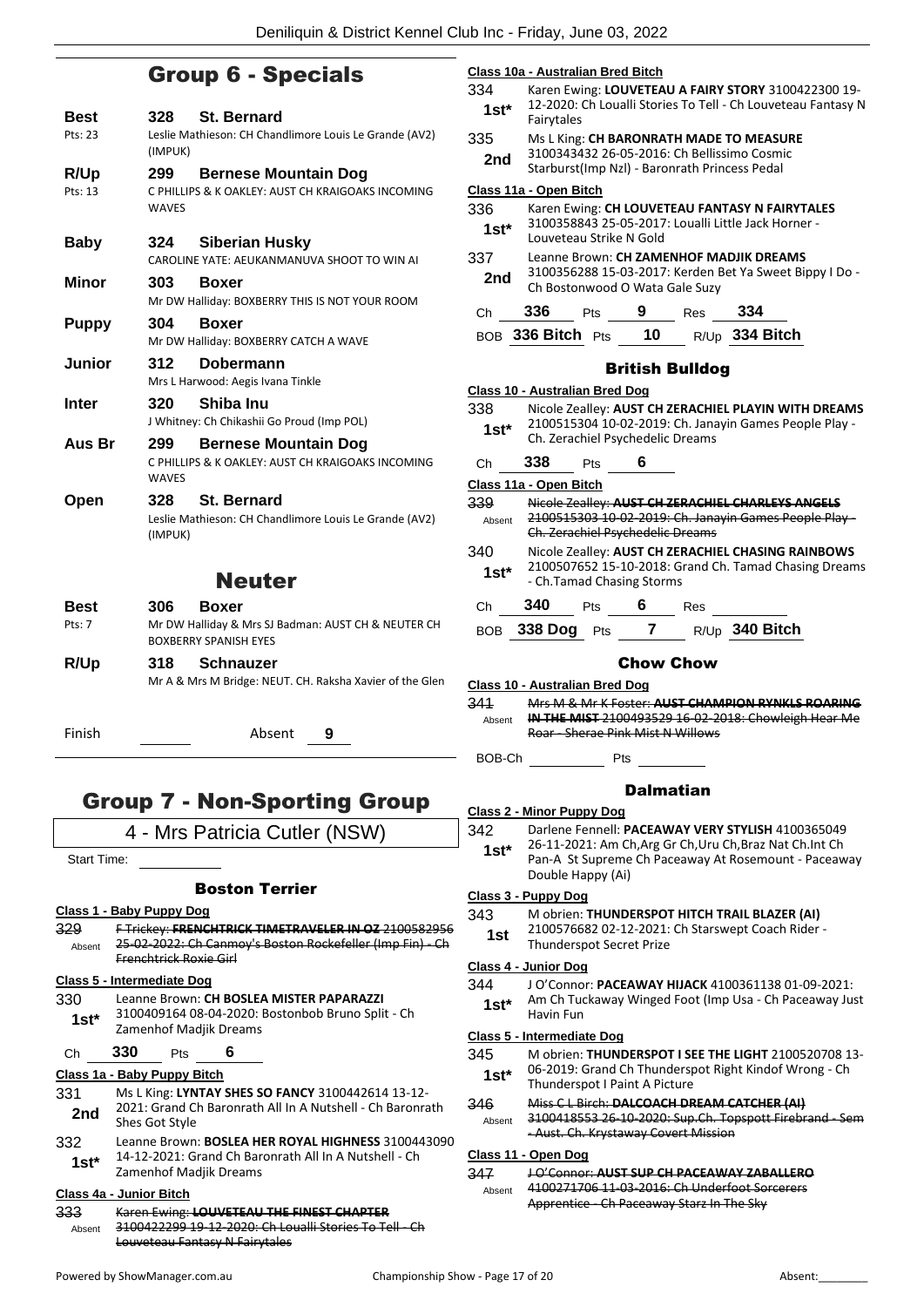## Group 6 - Specials

**Best** Pts: 23 — **328 St. Bernard**
Leslie Mathieson: CH Chandlimore Louis Le Grande (AV2) (IMPUK)

**R/Up** Pts: 13 — **299 Bernese Mountain Dog**
C PHILLIPS & K OAKLEY: AUST CH KRAIGOAKS INCOMING WAVES

**Baby** — **324 Siberian Husky**
CAROLINE YATE: AEUKANMANUVA SHOOT TO WIN AI

**Minor** — **303 Boxer**
Mr DW Halliday: BOXBERRY THIS IS NOT YOUR ROOM

**Puppy** — **304 Boxer**
Mr DW Halliday: BOXBERRY CATCH A WAVE

**Junior** — **312 Dobermann**
Mrs L Harwood: Aegis Ivana Tinkle

**Inter** — **320 Shiba Inu**
J Whitney: Ch Chikashii Go Proud (Imp POL)

**Aus Br** — **299 Bernese Mountain Dog**
C PHILLIPS & K OAKLEY: AUST CH KRAIGOAKS INCOMING WAVES

**Open** — **328 St. Bernard**
Leslie Mathieson: CH Chandlimore Louis Le Grande (AV2) (IMPUK)

## Neuter

**Best** Pts: 7 — **306 Boxer**
Mr DW Halliday & Mrs SJ Badman: AUST CH & NEUTER CH BOXBERRY SPANISH EYES

**R/Up** — **318 Schnauzer**
Mr A & Mrs M Bridge: NEUT. CH. Raksha Xavier of the Glen

Finish ______ Absent 9

# Group 7 - Non-Sporting Group

4 - Mrs Patricia Cutler (NSW)

Start Time: ______

### Boston Terrier

**Class 1 - Baby Puppy Dog**

329 Absent — ~~F Trickey: **FRENCHTRICK TIMETRAVELER IN OZ** 2100582956 25-02-2022: Ch Canmoy's Boston Rockefeller (Imp Fin) - Ch Frenchtrick Roxie Girl~~

**Class 5 - Intermediate Dog**

330 1st* — Leanne Brown: **CH BOSLEA MISTER PAPARAZZI** 3100409164 08-04-2020: Bostonbob Bruno Split - Ch Zamenhof Madjik Dreams

Ch 330 Pts 6

**Class 1a - Baby Puppy Bitch**

331 2nd — Ms L King: **LYNTAY SHES SO FANCY** 3100442614 13-12-2021: Grand Ch Baronrath All In A Nutshell - Ch Baronrath Shes Got Style

332 1st* — Leanne Brown: **BOSLEA HER ROYAL HIGHNESS** 3100443090 14-12-2021: Grand Ch Baronrath All In A Nutshell - Ch Zamenhof Madjik Dreams

**Class 4a - Junior Bitch**

333 Absent — ~~Karen Ewing: **LOUVETEAU THE FINEST CHAPTER** 3100422299 19-12-2020: Ch Loualli Stories To Tell - Ch Louveteau Fantasy N Fairytales~~

**Class 10a - Australian Bred Bitch**

334 1st* — Karen Ewing: **LOUVETEAU A FAIRY STORY** 3100422300 19-12-2020: Ch Loualli Stories To Tell - Ch Louveteau Fantasy N Fairytales

335 2nd — Ms L King: **CH BARONRATH MADE TO MEASURE** 3100343432 26-05-2016: Ch Bellissimo Cosmic Starburst(Imp Nzl) - Baronrath Princess Pedal

**Class 11a - Open Bitch**

336 1st* — Karen Ewing: **CH LOUVETEAU FANTASY N FAIRYTALES** 3100358843 25-05-2017: Loualli Little Jack Horner - Louveteau Strike N Gold

337 2nd — Leanne Brown: **CH ZAMENHOF MADJIK DREAMS** 3100356288 15-03-2017: Kerden Bet Ya Sweet Bippy I Do - Ch Bostonwood O Wata Gale Suzy

Ch 336 Pts 9 Res 334

BOB 336 Bitch Pts 10 R/Up 334 Bitch

### British Bulldog

**Class 10 - Australian Bred Dog**

338 1st* — Nicole Zealley: **AUST CH ZERACHIEL PLAYIN WITH DREAMS** 2100515304 10-02-2019: Ch. Janayin Games People Play - Ch. Zerachiel Psychedelic Dreams

Ch 338 Pts 6

**Class 11a - Open Bitch**

339 Absent — ~~Nicole Zealley: **AUST CH ZERACHIEL CHARLEYS ANGELS** 2100515303 10-02-2019: Ch. Janayin Games People Play - Ch. Zerachiel Psychedelic Dreams~~

340 1st* — Nicole Zealley: **AUST CH ZERACHIEL CHASING RAINBOWS** 2100507652 15-10-2018: Grand Ch. Tamad Chasing Dreams - Ch.Tamad Chasing Storms

Ch 340 Pts 6 Res ______

BOB 338 Dog Pts 7 R/Up 340 Bitch

### Chow Chow

**Class 10 - Australian Bred Dog**

341 Absent — ~~Mrs M & Mr K Foster: **AUST CHAMPION RYNKLS ROARING IN THE MIST** 2100493529 16-02-2018: Chowleigh Hear Me Roar - Sherae Pink Mist N Willows~~

BOB-Ch ______ Pts ______

### Dalmatian

**Class 2 - Minor Puppy Dog**

342 1st* — Darlene Fennell: **PACEAWAY VERY STYLISH** 4100365049 26-11-2021: Am Ch,Arg Gr Ch,Uru Ch,Braz Nat Ch.Int Ch Pan-A St Supreme Ch Paceaway At Rosemount - Paceaway Double Happy (Ai)

**Class 3 - Puppy Dog**

343 1st — M obrien: **THUNDERSPOT HITCH TRAIL BLAZER (AI)** 2100576682 02-12-2021: Ch Starswept Coach Rider - Thunderspot Secret Prize

**Class 4 - Junior Dog**

344 1st* — J O'Connor: **PACEAWAY HIJACK** 4100361138 01-09-2021: Am Ch Tuckaway Winged Foot (Imp Usa - Ch Paceaway Just Havin Fun

**Class 5 - Intermediate Dog**

345 1st* — M obrien: **THUNDERSPOT I SEE THE LIGHT** 2100520708 13-06-2019: Grand Ch Thunderspot Right Kindof Wrong - Ch Thunderspot I Paint A Picture

346 Absent — ~~Miss C L Birch: **DALCOACH DREAM CATCHER (AI)** 3100418553 26-10-2020: Sup.Ch. Topspott Firebrand - Sem - Aust. Ch. Krystaway Covert Mission~~

**Class 11 - Open Dog**

347 Absent — ~~J O'Connor: **AUST SUP CH PACEAWAY ZABALLERO** 4100271706 11-03-2016: Ch Underfoot Sorcerers Apprentice - Ch Paceaway Starz In The Sky~~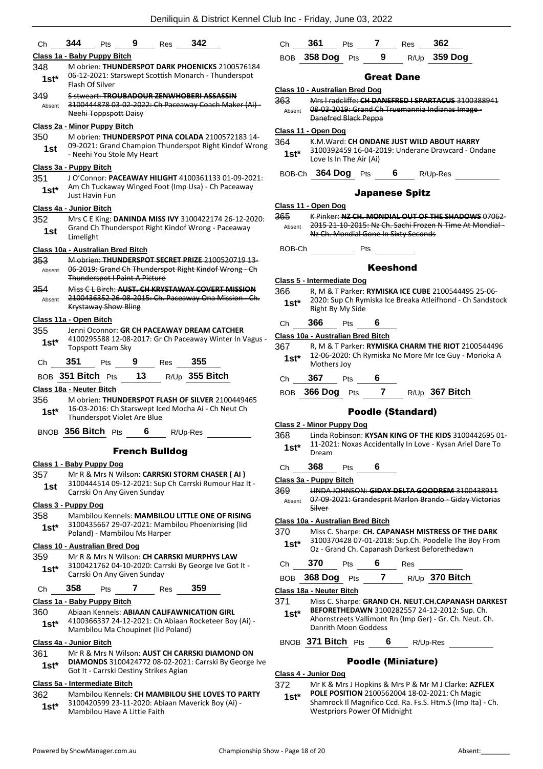| Ch | 344 | Pts | 9 | Res | 342 |
|---|---|---|---|---|---|

**Class 1a - Baby Puppy Bitch**

348 1st* M obrien: **THUNDERSPOT DARK PHOENICKS** 2100576184 06-12-2021: Starswept Scottish Monarch - Thunderspot Flash Of Silver

349 Absent ~~S stweart: **TROUBADOUR ZENWHOBERI ASSASSIN** 3100444878 03-02-2022: Ch Paceaway Coach Maker (Ai) - Neehi Toppspott Daisy~~

**Class 2a - Minor Puppy Bitch**

350 1st M obrien: **THUNDERSPOT PINA COLADA** 2100572183 14-09-2021: Grand Champion Thunderspot Right Kindof Wrong - Neehi You Stole My Heart

**Class 3a - Puppy Bitch**

351 1st* J O'Connor: **PACEAWAY HILIGHT** 4100361133 01-09-2021: Am Ch Tuckaway Winged Foot (Imp Usa) - Ch Paceaway Just Havin Fun

**Class 4a - Junior Bitch**

352 1st Mrs C E King: **DANINDA MISS IVY** 3100422174 26-12-2020: Grand Ch Thunderspot Right Kindof Wrong - Paceaway Limelight

**Class 10a - Australian Bred Bitch**

353 Absent ~~M obrien: **THUNDERSPOT SECRET PRIZE** 2100520719 13-06-2019: Grand Ch Thunderspot Right Kindof Wrong - Ch Thunderspot I Paint A Picture~~

354 Absent ~~Miss C L Birch: **AUST. CH KRYSTAWAY COVERT MISSION** 2100436352 26-08-2015: Ch. Paceaway Ona Mission - Ch. Krystaway Show Bling~~

**Class 11a - Open Bitch**

355 1st* Jenni Oconnor: **GR CH PACEAWAY DREAM CATCHER** 4100295588 12-08-2017: Gr Ch Paceaway Winter In Vagus - Topspott Team Sky

| Ch | 351 | Pts | 9 | Res | 355 |
|---|---|---|---|---|---|
| BOB | 351 Bitch | Pts | 13 | R/Up | 355 Bitch |

**Class 18a - Neuter Bitch**

356 1st* M obrien: **THUNDERSPOT FLASH OF SILVER** 2100449465 16-03-2016: Ch Starswept Iced Mocha Ai - Ch Neut Ch Thunderspot Violet Are Blue

| BNOB | 356 Bitch | Pts | 6 | R/Up-Res | |
|---|---|---|---|---|---|

## French Bulldog

**Class 1 - Baby Puppy Dog**

357 1st Mr R & Mrs N Wilson: **CARRSKI STORM CHASER ( AI )** 3100444514 09-12-2021: Sup Ch Carrski Rumour Haz It - Carrski On Any Given Sunday

**Class 3 - Puppy Dog**

358 1st* Mambilou Kennels: **MAMBILOU LITTLE ONE OF RISING** 3100435667 29-07-2021: Mambilou Phoenixrising (Iid Poland) - Mambilou Ms Harper

**Class 10 - Australian Bred Dog**

359 1st* Mr R & Mrs N Wilson: **CH CARRSKI MURPHYS LAW** 3100421762 04-10-2020: Carrski By George Ive Got It - Carrski On Any Given Sunday

| Ch | 358 | Pts | 7 | Res | 359 |
|---|---|---|---|---|---|

**Class 1a - Baby Puppy Bitch**

360 1st* Abiaan Kennels: **ABIAAN CALIFAWNICATION GIRL** 4100366337 24-12-2021: Ch Abiaan Rocketeer Boy (Ai) - Mambilou Ma Choupinet (Iid Poland)

**Class 4a - Junior Bitch**

361 1st* Mr R & Mrs N Wilson: **AUST CH CARRSKI DIAMOND ON DIAMONDS** 3100424772 08-02-2021: Carrski By George Ive Got It - Carrski Destiny Strikes Agian

**Class 5a - Intermediate Bitch**

362 1st* Mambilou Kennels: **CH MAMBILOU SHE LOVES TO PARTY** 3100420599 23-11-2020: Abiaan Maverick Boy (Ai) - Mambilou Have A Little Faith

| Ch | 361 | Pts | 7 | Res | 362 |
|---|---|---|---|---|---|
| BOB | 358 Dog | Pts | 9 | R/Up | 359 Dog |

## Great Dane

**Class 10 - Australian Bred Dog**

363 Absent ~~Mrs l radcliffe: **CH DANEFRED I SPARTACUS** 3100388941 08-03-2019: Grand Ch Truemannia Indianas Image - Danefred Black Peppa~~

**Class 11 - Open Dog**

364 1st* K.M.Ward: **CH ONDANE JUST WILD ABOUT HARRY** 3100392459 16-04-2019: Underane Drawcard - Ondane Love Is In The Air (Ai)

| BOB-Ch | 364 Dog | Pts | 6 | R/Up-Res | |
|---|---|---|---|---|---|

## Japanese Spitz

**Class 11 - Open Dog**

365 Absent ~~K Pinker: **NZ CH. MONDIAL OUT OF THE SHADOWS** 07062-2015 21-10-2015: Nz Ch. Sachi Frozen N Time At Mondial - Nz Ch. Mondial Gone In Sixty Seconds~~

| BOB-Ch | | Pts | |
|---|---|---|---|

## Keeshond

**Class 5 - Intermediate Dog**

366 1st* R, M & T Parker: **RYMISKA ICE CUBE** 2100544495 25-06-2020: Sup Ch Rymiska Ice Breaka Atleifhond - Ch Sandstock Right By My Side

| Ch | 366 | Pts | 6 |
|---|---|---|---|

**Class 10a - Australian Bred Bitch**

367 1st* R, M & T Parker: **RYMISKA CHARM THE RIOT** 2100544496 12-06-2020: Ch Rymiska No More Mr Ice Guy - Morioka A Mothers Joy

| Ch | 367 | Pts | 6 | | |
|---|---|---|---|---|---|
| BOB | 366 Dog | Pts | 7 | R/Up | 367 Bitch |

## Poodle (Standard)

**Class 2 - Minor Puppy Dog**

368 1st* Linda Robinson: **KYSAN KING OF THE KIDS** 3100442695 01-11-2021: Noxas Accidentally In Love - Kysan Ariel Dare To Dream

| Ch | 368 | Pts | 6 |
|---|---|---|---|

**Class 3a - Puppy Bitch**

369 Absent ~~LINDA JOHNSON: **GIDAY DELTA GOODREM** 3100438911 07-09-2021: Grandesprit Marlon Brando - Giday Victorias Silver~~

**Class 10a - Australian Bred Bitch**

370 1st* Miss C. Sharpe: **CH. CAPANASH MISTRESS OF THE DARK** 3100370428 07-01-2018: Sup.Ch. Poodelle The Boy From Oz - Grand Ch. Capanash Darkest Beforethedawn

| Ch | 370 | Pts | 6 | Res | |
|---|---|---|---|---|---|
| BOB | 368 Dog | Pts | 7 | R/Up | 370 Bitch |

**Class 18a - Neuter Bitch**

371 1st* Miss C. Sharpe: **GRAND CH. NEUT.CH.CAPANASH DARKEST BEFORETHEDAWN** 3100282557 24-12-2012: Sup. Ch. Ahornstreets Vallimont Rn (Imp Ger) - Gr. Ch. Neut. Ch. Danrith Moon Goddess

| BNOB | 371 Bitch | Pts | 6 | R/Up-Res | |
|---|---|---|---|---|---|

## Poodle (Miniature)

**Class 4 - Junior Dog**

372 1st* Mr K & Mrs J Hopkins & Mrs P & Mr M J Clarke: **AZFLEX POLE POSITION** 2100562004 18-02-2021: Ch Magic Shamrock Il Magnifico Ccd. Ra. Fs.S. Htm.S (Imp Ita) - Ch. Westpriors Power Of Midnight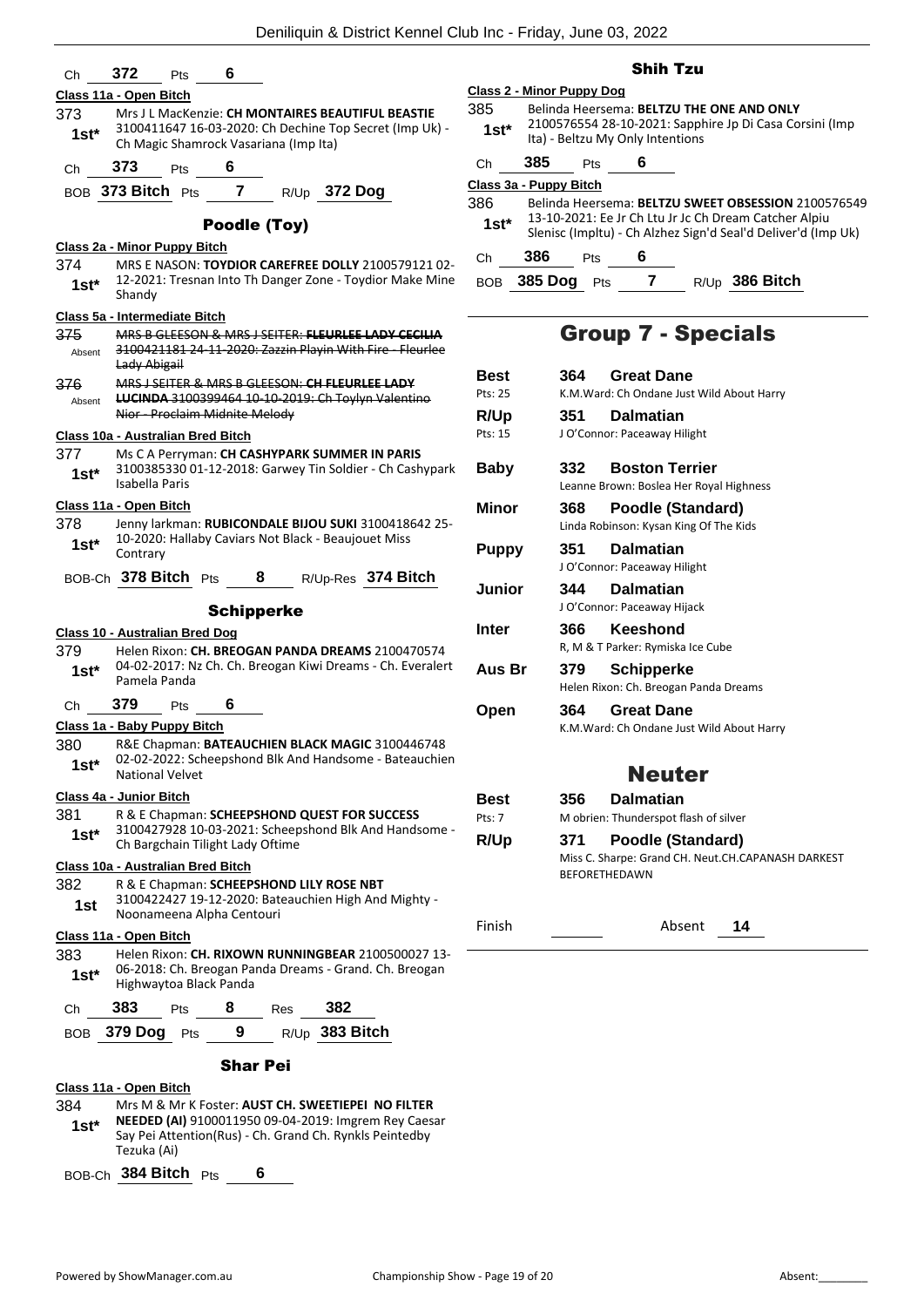Ch **372** Pts **6**

**Class 11a - Open Bitch**

373 1st* Mrs J L MacKenzie: **CH MONTAIRES BEAUTIFUL BEASTIE** 3100411647 16-03-2020: Ch Dechine Top Secret (Imp Uk) - Ch Magic Shamrock Vasariana (Imp Ita)

Ch **373** Pts **6**

BOB **373 Bitch** Pts **7** R/Up **372 Dog**

## Poodle (Toy)

**Class 2a - Minor Puppy Bitch**

374 1st* MRS E NASON: **TOYDIOR CAREFREE DOLLY** 2100579121 02-12-2021: Tresnan Into Th Danger Zone - Toydior Make Mine Shandy

**Class 5a - Intermediate Bitch**

375 Absent ~~MRS B GLEESON & MRS J SEITER: **FLEURLEE LADY CECILIA** 3100421181 24-11-2020: Zazzin Playin With Fire - Fleurlee Lady Abigail~~

376 Absent ~~MRS J SEITER & MRS B GLEESON: **CH FLEURLEE LADY LUCINDA** 3100399464 10-10-2019: Ch Toylyn Valentino Nior - Proclaim Midnite Melody~~

**Class 10a - Australian Bred Bitch**

377 1st* Ms C A Perryman: **CH CASHYPARK SUMMER IN PARIS** 3100385330 01-12-2018: Garwey Tin Soldier - Ch Cashypark Isabella Paris

**Class 11a - Open Bitch**

378 1st* Jenny larkman: **RUBICONDALE BIJOU SUKI** 3100418642 25-10-2020: Hallaby Caviars Not Black - Beaujouet Miss Contrary

BOB-Ch **378 Bitch** Pts **8** R/Up-Res **374 Bitch**

## Schipperke

**Class 10 - Australian Bred Dog**

379 1st* Helen Rixon: **CH. BREOGAN PANDA DREAMS** 2100470574 04-02-2017: Nz Ch. Ch. Breogan Kiwi Dreams - Ch. Everalert Pamela Panda

Ch **379** Pts **6**

**Class 1a - Baby Puppy Bitch**

380 1st* R&E Chapman: **BATEAUCHIEN BLACK MAGIC** 3100446748 02-02-2022: Scheepshond Blk And Handsome - Bateauchien National Velvet

**Class 4a - Junior Bitch**

381 1st* R & E Chapman: **SCHEEPSHOND QUEST FOR SUCCESS** 3100427928 10-03-2021: Scheepshond Blk And Handsome - Ch Bargchain Tilight Lady Oftime

**Class 10a - Australian Bred Bitch**

382 1st R & E Chapman: **SCHEEPSHOND LILY ROSE NBT** 3100422427 19-12-2020: Bateauchien High And Mighty - Noonameena Alpha Centouri

**Class 11a - Open Bitch**

383 1st* Helen Rixon: **CH. RIXOWN RUNNINGBEAR** 2100500027 13-06-2018: Ch. Breogan Panda Dreams - Grand. Ch. Breogan Highwaytoa Black Panda

Ch **383** Pts **8** Res **382**

BOB **379 Dog** Pts **9** R/Up **383 Bitch**

## Shar Pei

**Class 11a - Open Bitch**

384 1st* Mrs M & Mr K Foster: **AUST CH. SWEETIEPEI NO FILTER NEEDED (AI)** 9100011950 09-04-2019: Imgrem Rey Caesar Say Pei Attention(Rus) - Ch. Grand Ch. Rynkls Peintedby Tezuka (Ai)

BOB-Ch **384 Bitch** Pts **6**

## Shih Tzu

**Class 2 - Minor Puppy Dog**

385 1st* Belinda Heersema: **BELTZU THE ONE AND ONLY** 2100576554 28-10-2021: Sapphire Jp Di Casa Corsini (Imp Ita) - Beltzu My Only Intentions

Ch **385** Pts **6**

**Class 3a - Puppy Bitch**

386 1st* Belinda Heersema: **BELTZU SWEET OBSESSION** 2100576549 13-10-2021: Ee Jr Ch Ltu Jr Jc Ch Dream Catcher Alpiu Slenisc (Impltu) - Ch Alzhez Sign'd Seal'd Deliver'd (Imp Uk)

Ch **386** Pts **6**

BOB **385 Dog** Pts **7** R/Up **386 Bitch**

# Group 7 - Specials

**Best** 364 **Great Dane**
Pts: 25 K.M.Ward: Ch Ondane Just Wild About Harry

**R/Up** 351 **Dalmatian**
Pts: 15 J O'Connor: Paceaway Hilight

**Baby** 332 **Boston Terrier**
Leanne Brown: Boslea Her Royal Highness

**Minor** 368 **Poodle (Standard)**
Linda Robinson: Kysan King Of The Kids

**Puppy** 351 **Dalmatian**
J O'Connor: Paceaway Hilight

**Junior** 344 **Dalmatian**
J O'Connor: Paceaway Hijack

**Inter** 366 **Keeshond**
R, M & T Parker: Rymiska Ice Cube

**Aus Br** 379 **Schipperke**
Helen Rixon: Ch. Breogan Panda Dreams

**Open** 364 **Great Dane**
K.M.Ward: Ch Ondane Just Wild About Harry

# Neuter

**Best** 356 **Dalmatian**
Pts: 7 M obrien: Thunderspot flash of silver

**R/Up** 371 **Poodle (Standard)**
Miss C. Sharpe: Grand CH. Neut.CH.CAPANASH DARKEST BEFORETHEDAWN

Finish Absent **14**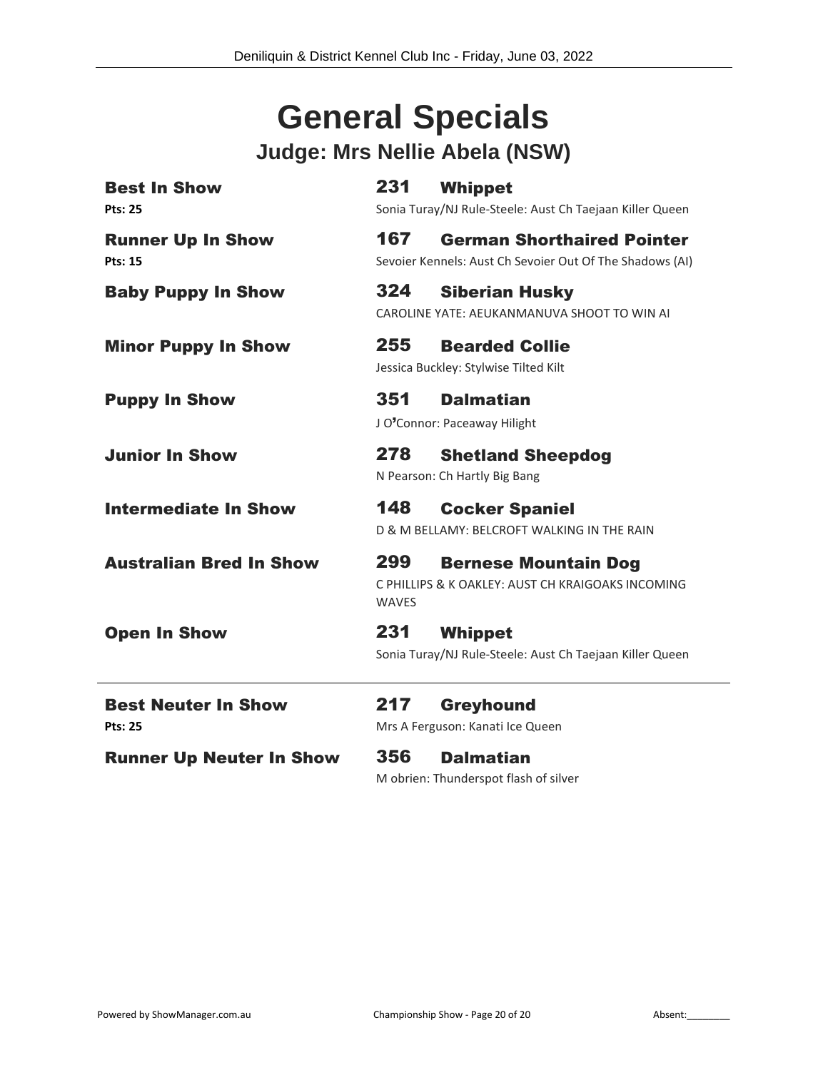# General Specials

## Judge: Mrs Nellie Abela (NSW)

| | | | |
|---|---|---|---|
| **Best In Show**<br>**Pts: 25** | **231** | **Whippet** | Sonia Turay/NJ Rule-Steele: Aust Ch Taejaan Killer Queen |
| **Runner Up In Show**<br>**Pts: 15** | **167** | **German Shorthaired Pointer** | Sevoier Kennels: Aust Ch Sevoier Out Of The Shadows (AI) |
| **Baby Puppy In Show** | **324** | **Siberian Husky** | CAROLINE YATE: AEUKANMANUVA SHOOT TO WIN AI |
| **Minor Puppy In Show** | **255** | **Bearded Collie** | Jessica Buckley: Stylwise Tilted Kilt |
| **Puppy In Show** | **351** | **Dalmatian** | J O'Connor: Paceaway Hilight |
| **Junior In Show** | **278** | **Shetland Sheepdog** | N Pearson: Ch Hartly Big Bang |
| **Intermediate In Show** | **148** | **Cocker Spaniel** | D & M BELLAMY: BELCROFT WALKING IN THE RAIN |
| **Australian Bred In Show** | **299** | **Bernese Mountain Dog** | C PHILLIPS & K OAKLEY: AUST CH KRAIGOAKS INCOMING WAVES |
| **Open In Show** | **231** | **Whippet** | Sonia Turay/NJ Rule-Steele: Aust Ch Taejaan Killer Queen |

---

| | | | |
|---|---|---|---|
| **Best Neuter In Show**<br>**Pts: 25** | **217** | **Greyhound** | Mrs A Ferguson: Kanati Ice Queen |
| **Runner Up Neuter In Show** | **356** | **Dalmatian** | M obrien: Thunderspot flash of silver |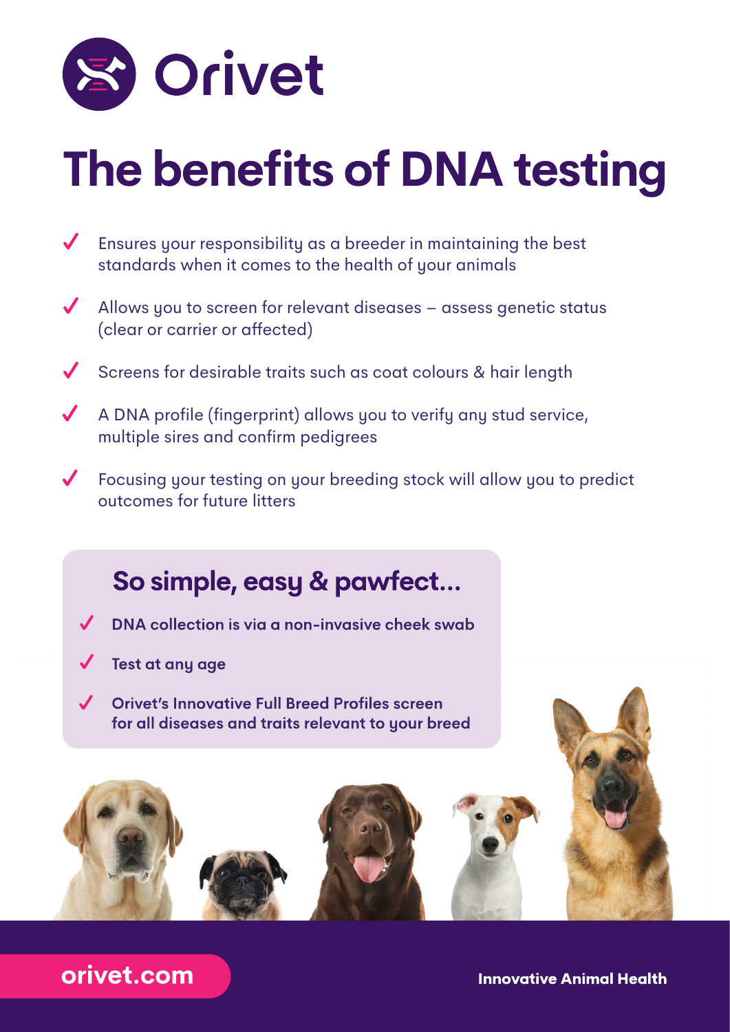Orivet

# The benefits of DNA testing

- ✓ Ensures your responsibility as a breeder in maintaining the best standards when it comes to the health of your animals
- ✓ Allows you to screen for relevant diseases – assess genetic status (clear or carrier or affected)
- ✓ Screens for desirable traits such as coat colours & hair length
- ✓ A DNA profile (fingerprint) allows you to verify any stud service, multiple sires and confirm pedigrees
- ✓ Focusing your testing on your breeding stock will allow you to predict outcomes for future litters

## So simple, easy & pawfect...

- ✓ **DNA collection is via a non-invasive cheek swab**
- ✓ **Test at any age**
- ✓ **Orivet's Innovative Full Breed Profiles screen for all diseases and traits relevant to your breed**

**orivet.com**

**Innovative Animal Health**